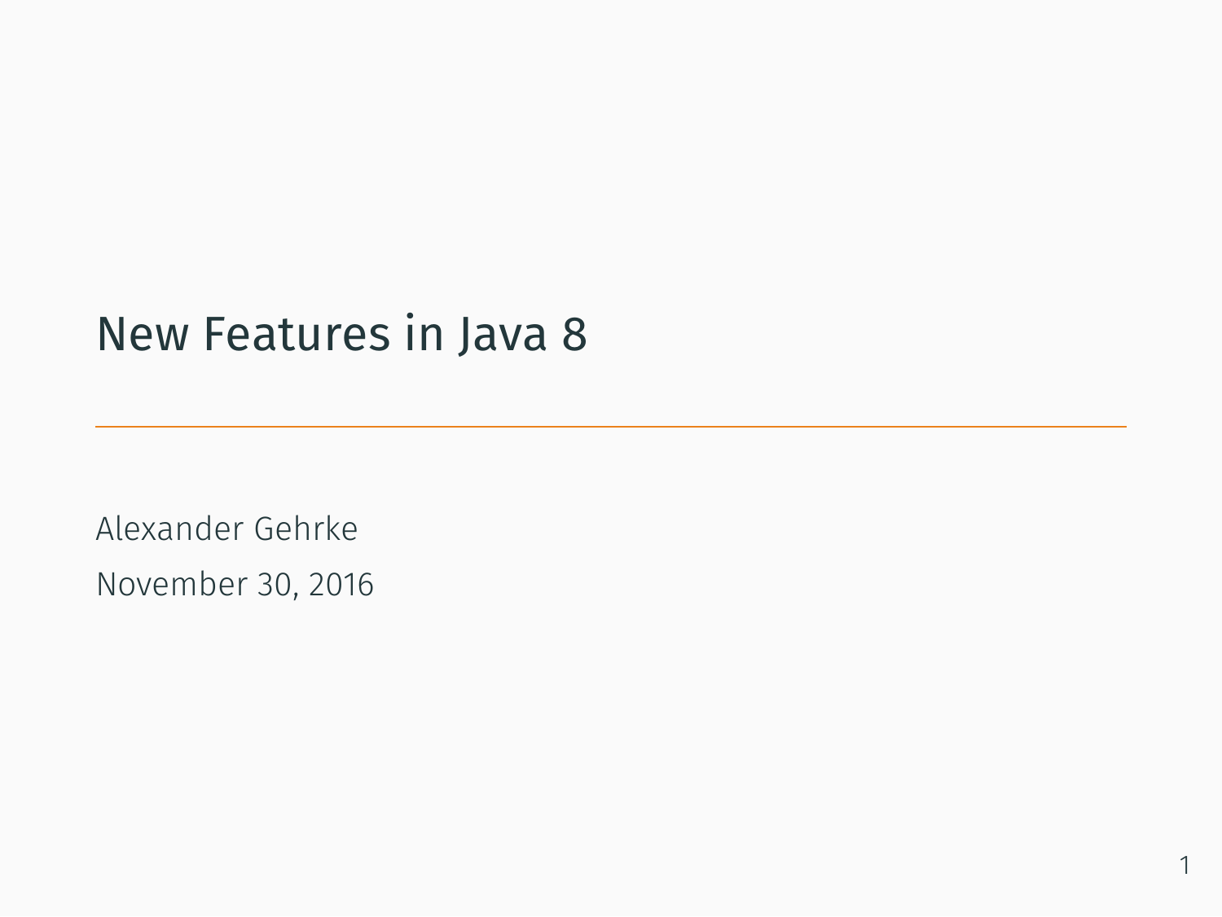# New Features in Java 8

Alexander Gehrke

November 30, 2016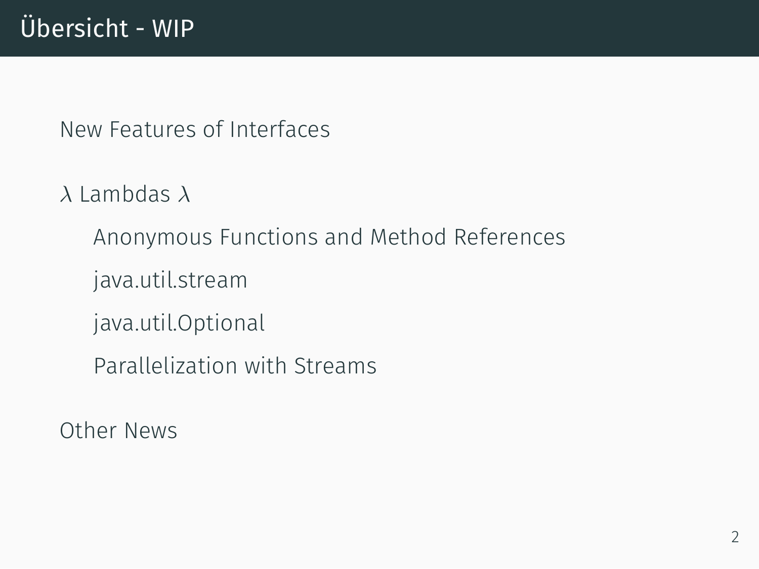# Übersicht - WIP

New Features of Interfaces

$\lambda$ Lambdas $\lambda$

- Anonymous Functions and Method References
- java.util.stream
- java.util.Optional
- Parallelization with Streams

Other News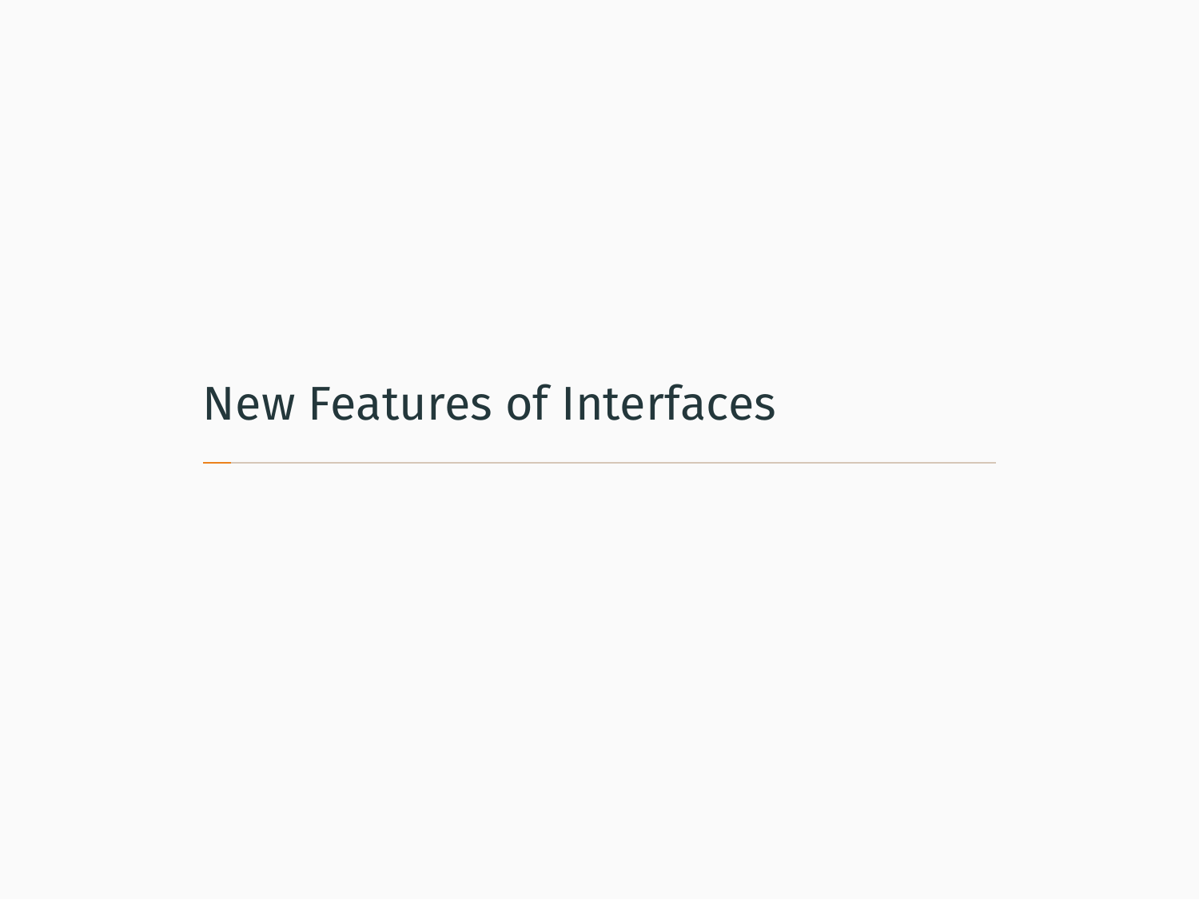# New Features of Interfaces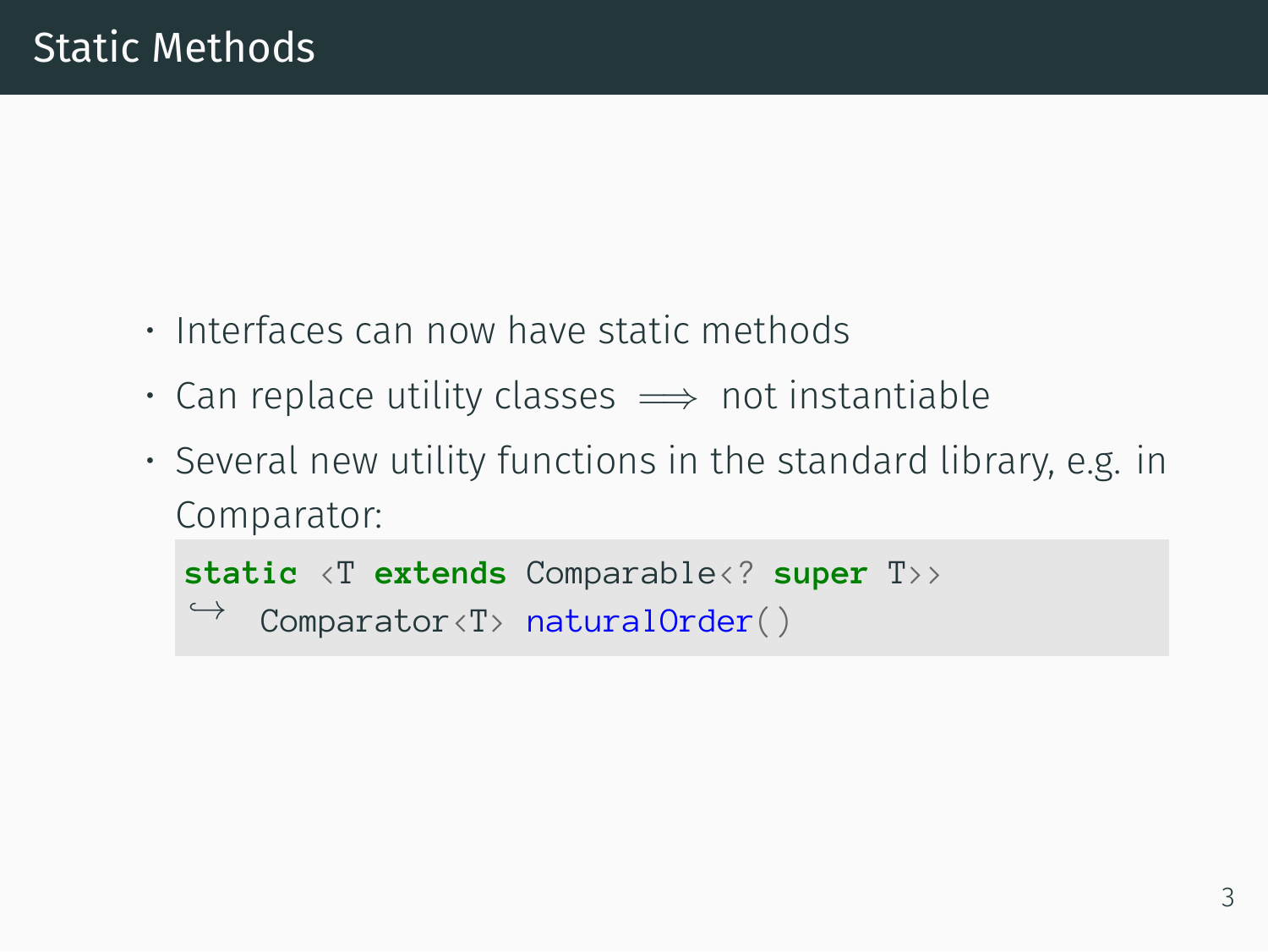# Static Methods

- Interfaces can now have static methods
- Can replace utility classes $\implies$ not instantiable
- Several new utility functions in the standard library, e.g. in Comparator:

```
static <T extends Comparable<? super T>>
    Comparator<T> naturalOrder()
```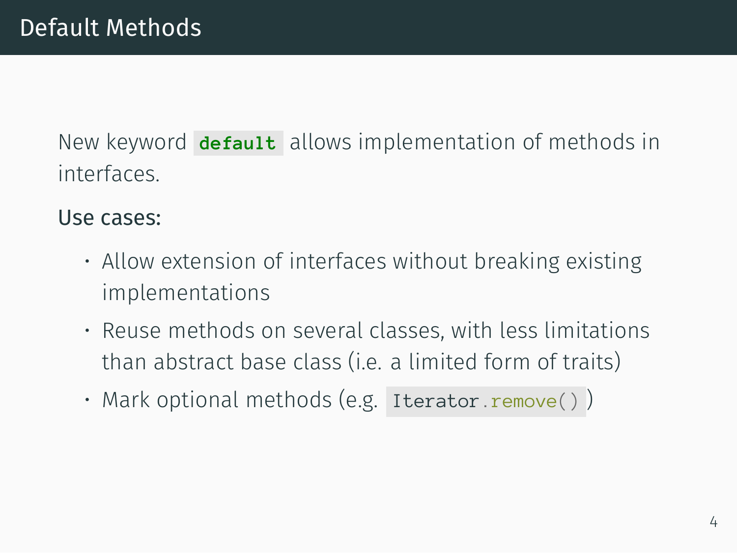# Default Methods

New keyword `default` allows implementation of methods in interfaces.

**Use cases:**

- Allow extension of interfaces without breaking existing implementations
- Reuse methods on several classes, with less limitations than abstract base class (i.e. a limited form of traits)
- Mark optional methods (e.g. `Iterator.remove()`)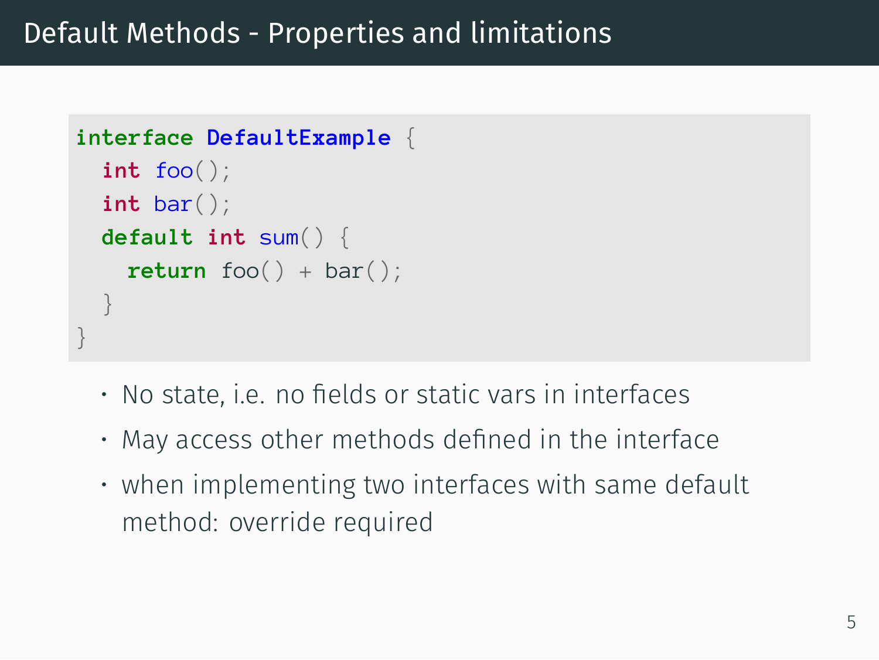# Default Methods - Properties and limitations

```java
interface DefaultExample {
  int foo();
  int bar();
  default int sum() {
    return foo() + bar();
  }
}
```

- No state, i.e. no fields or static vars in interfaces
- May access other methods defined in the interface
- when implementing two interfaces with same default method: override required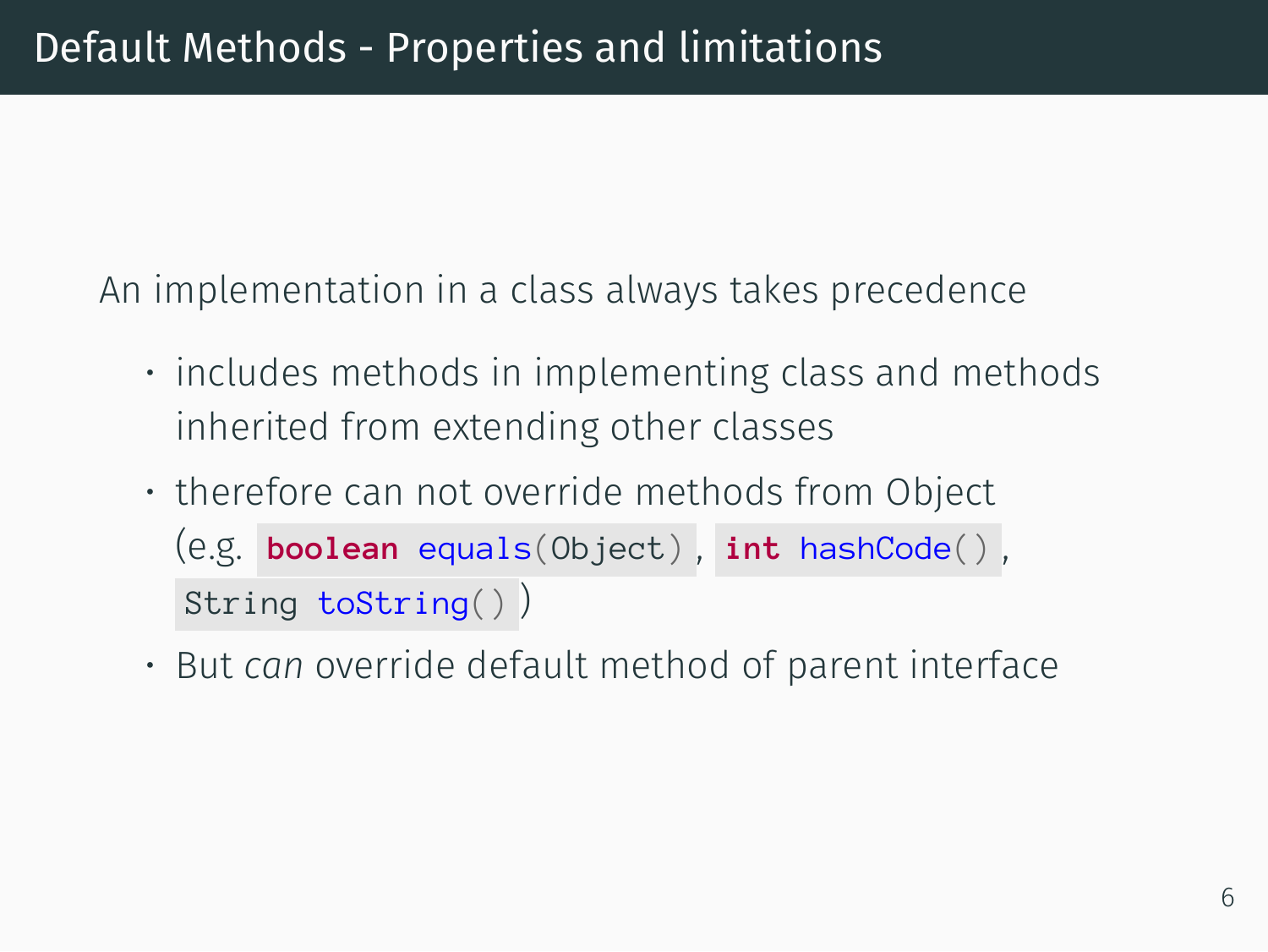# Default Methods - Properties and limitations

An implementation in a class always takes precedence

- includes methods in implementing class and methods inherited from extending other classes
- therefore can not override methods from Object (e.g. `boolean equals(Object)`, `int hashCode()`, `String toString()`)
- But *can* override default method of parent interface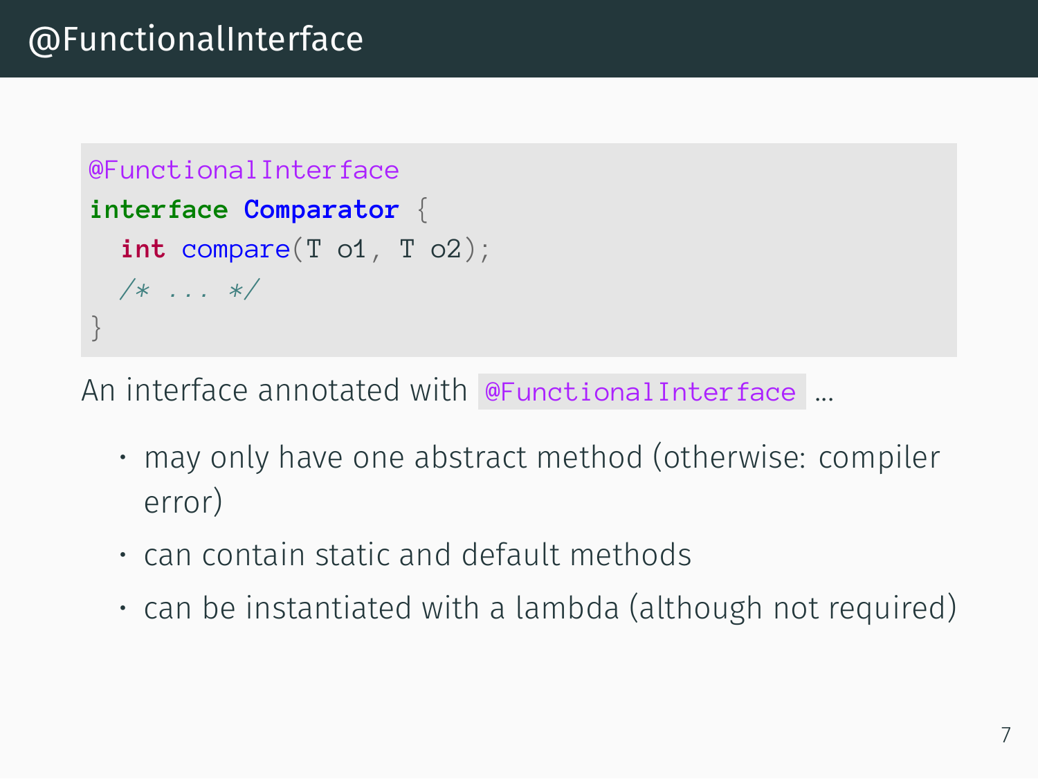# @FunctionalInterface

```java
@FunctionalInterface
interface Comparator {
  int compare(T o1, T o2);
  /* ... */
}
```

An interface annotated with `@FunctionalInterface` ...

- may only have one abstract method (otherwise: compiler error)
- can contain static and default methods
- can be instantiated with a lambda (although not required)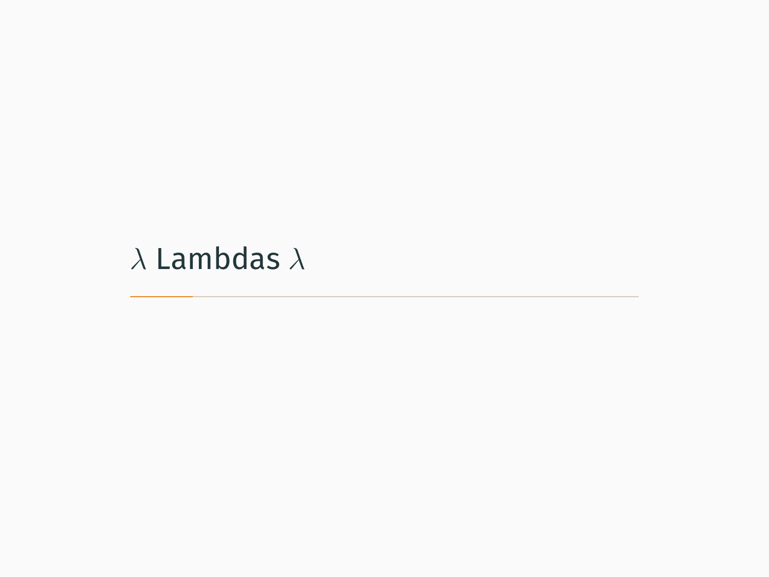# $\lambda$ Lambdas $\lambda$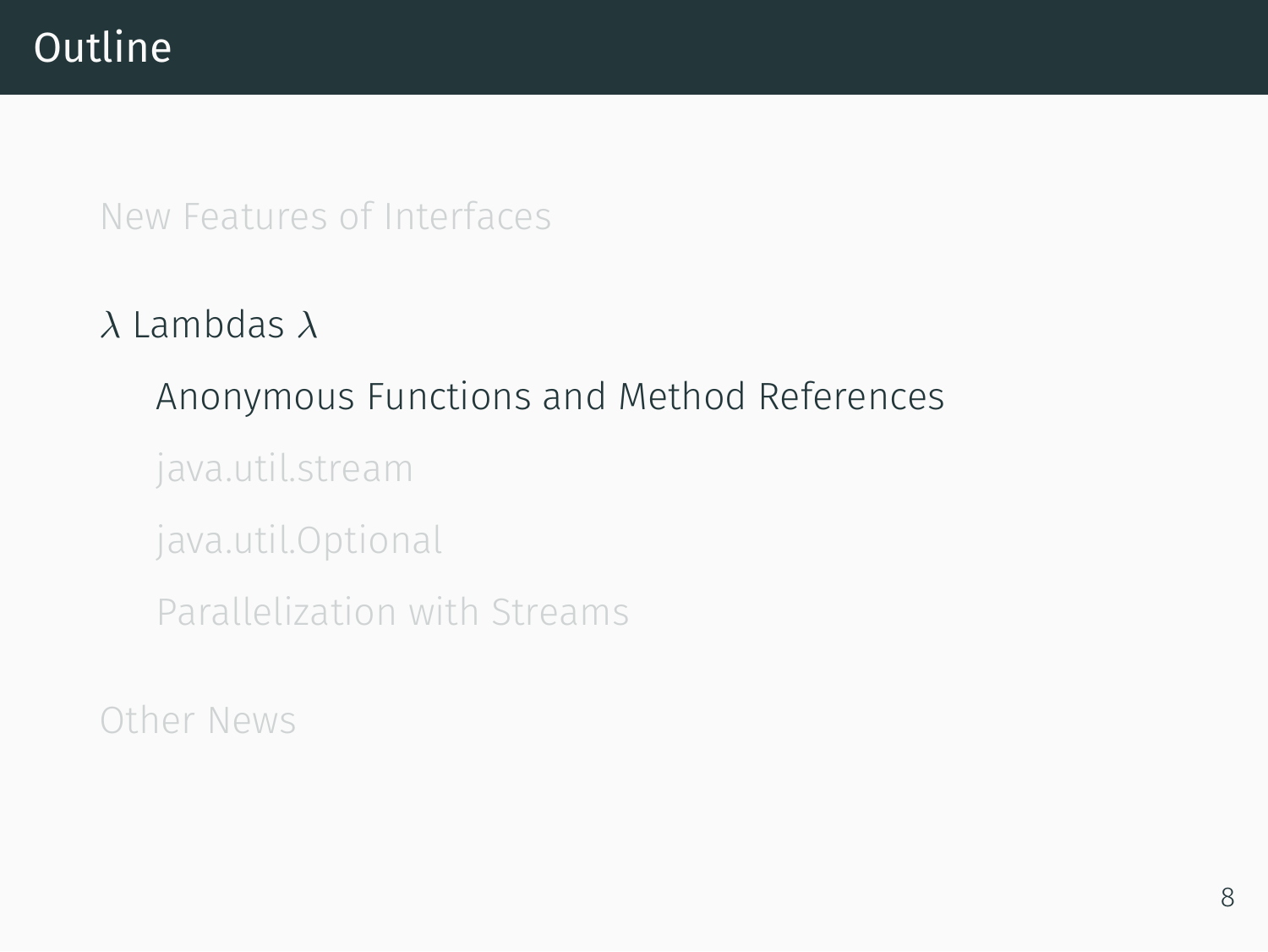# Outline

New Features of Interfaces

$\lambda$ Lambdas $\lambda$

- Anonymous Functions and Method References
- java.util.stream
- java.util.Optional
- Parallelization with Streams

Other News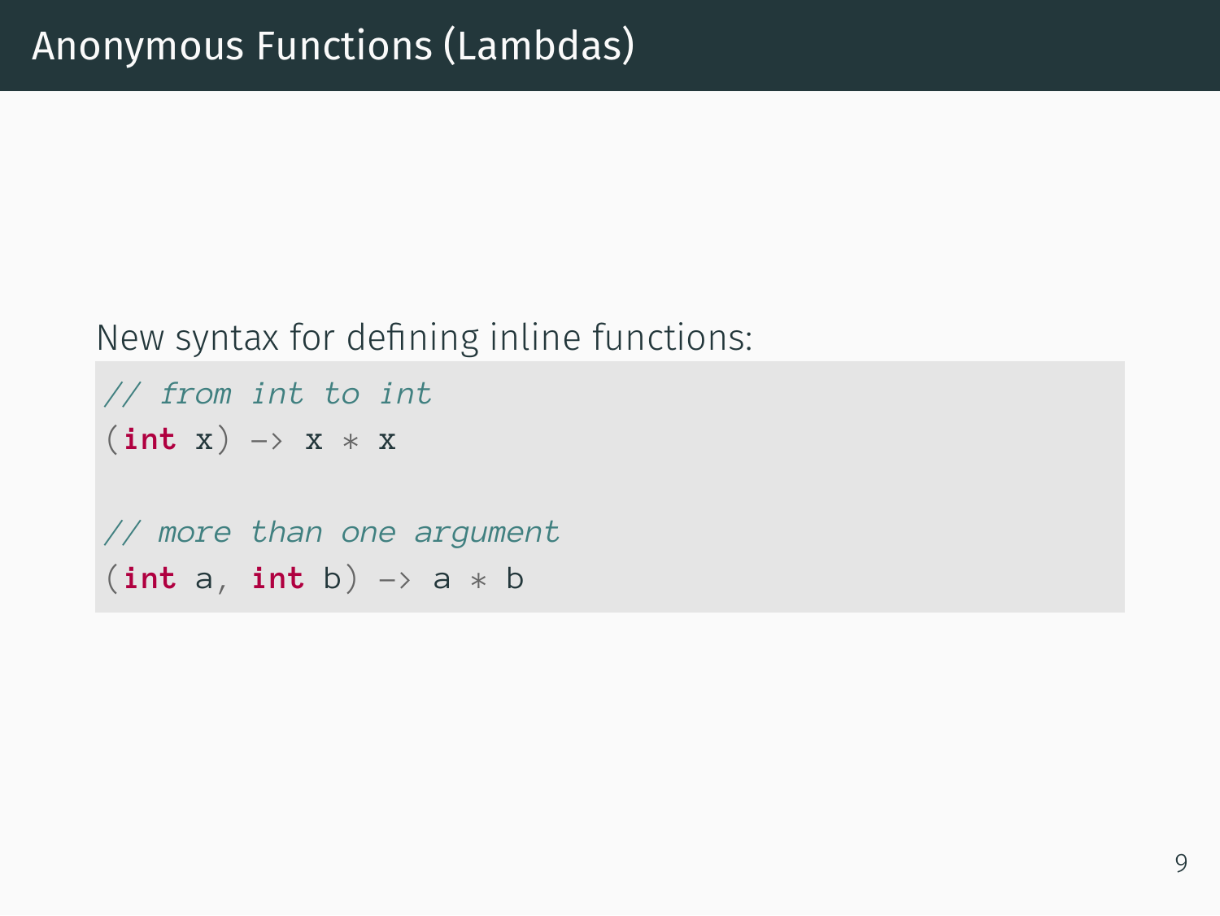# Anonymous Functions (Lambdas)

New syntax for defining inline functions:

```
// from int to int
(int x) -> x * x

// more than one argument
(int a, int b) -> a * b
```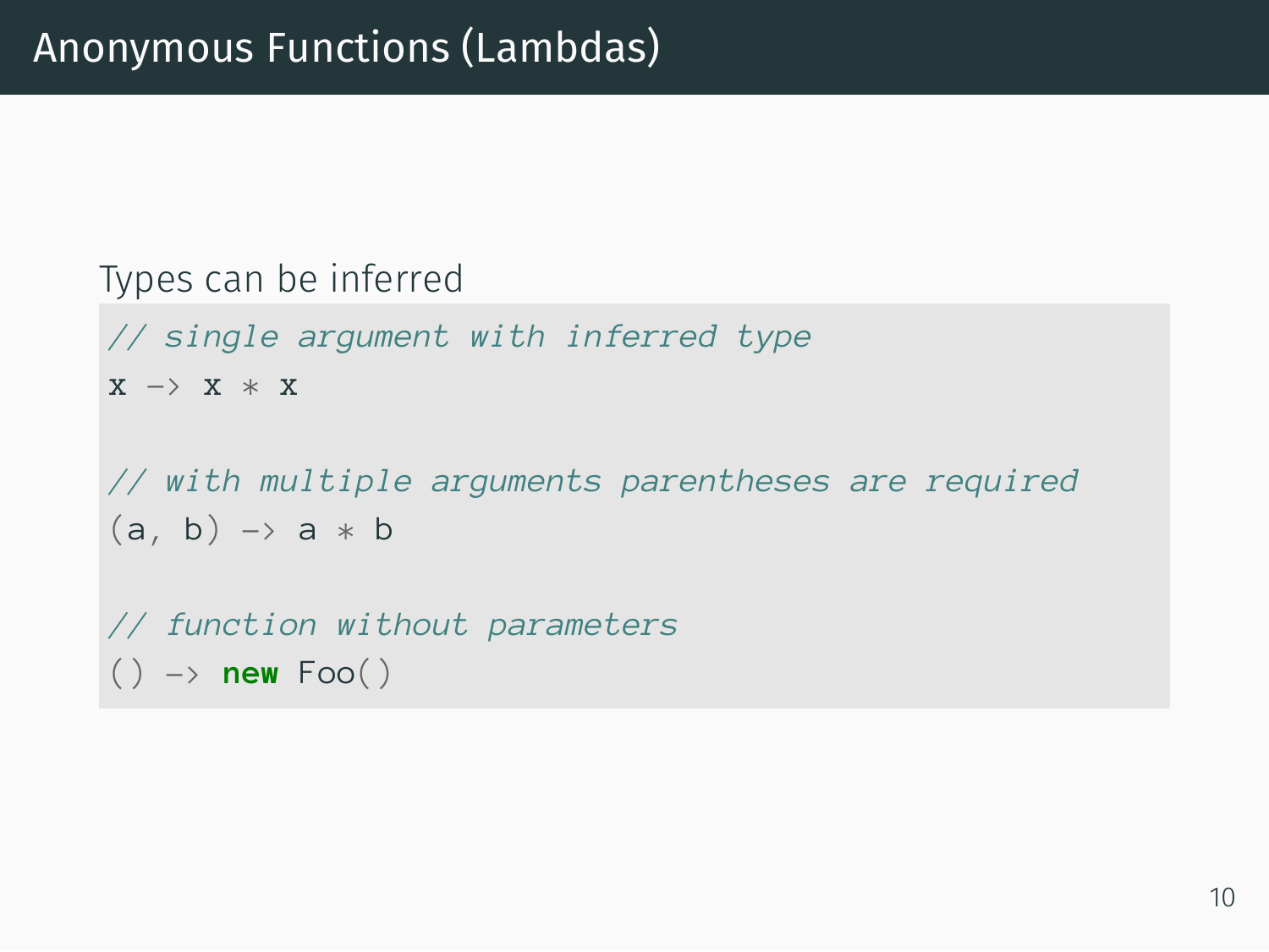# Anonymous Functions (Lambdas)

Types can be inferred

```
// single argument with inferred type
x -> x * x

// with multiple arguments parentheses are required
(a, b) -> a * b

// function without parameters
() -> new Foo()
```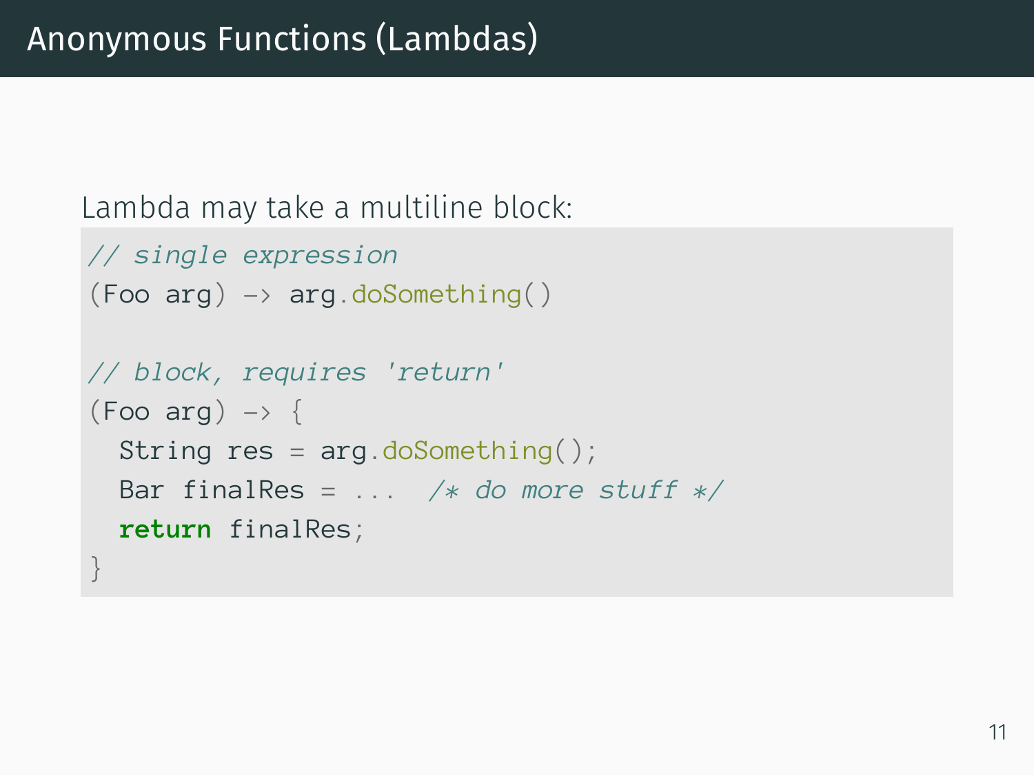# Anonymous Functions (Lambdas)

Lambda may take a multiline block:

```
// single expression
(Foo arg) -> arg.doSomething()

// block, requires 'return'
(Foo arg) -> {
  String res = arg.doSomething();
  Bar finalRes = ...  /* do more stuff */
  return finalRes;
}
```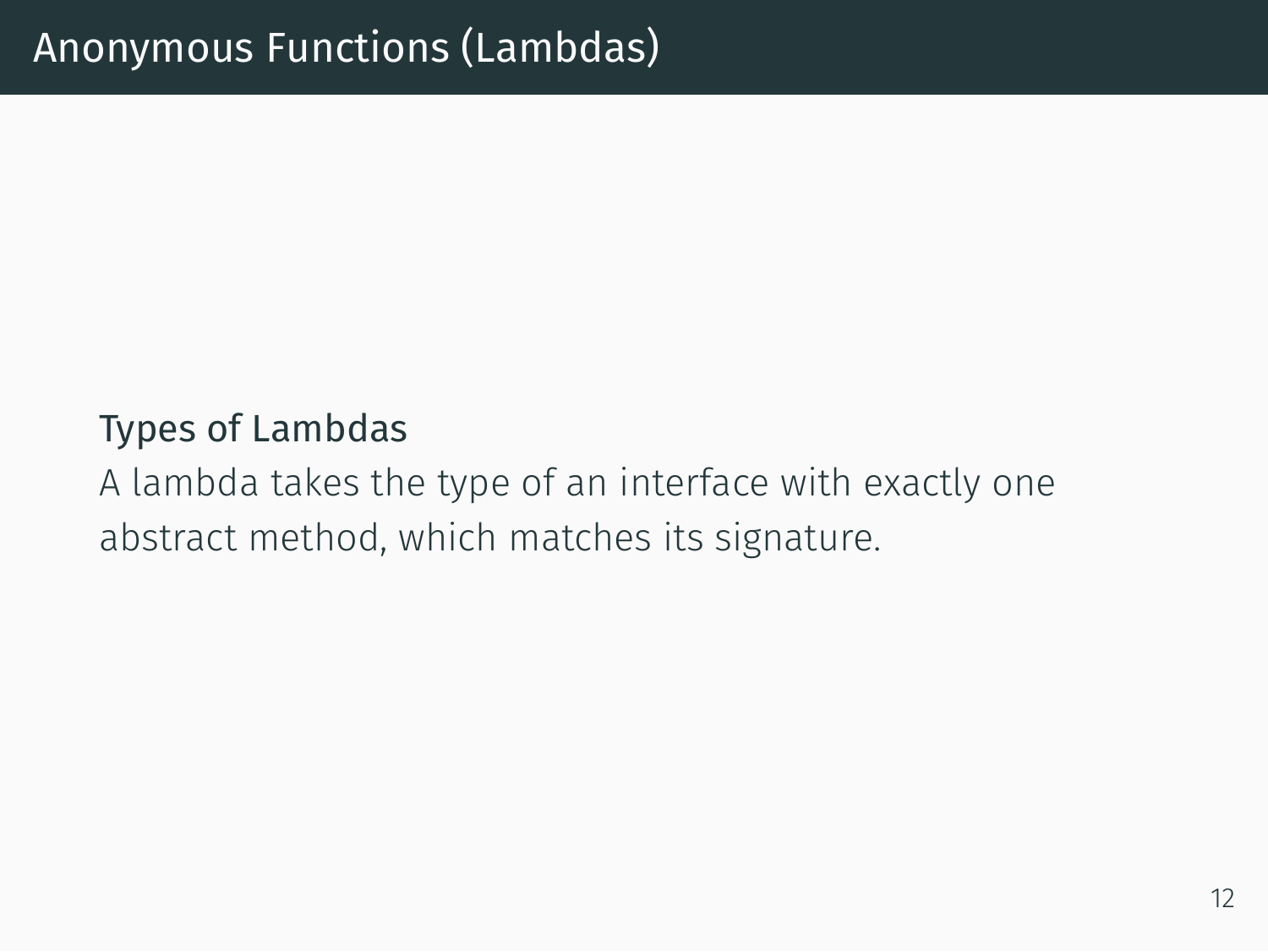# Anonymous Functions (Lambdas)

**Types of Lambdas**

A lambda takes the type of an interface with exactly one abstract method, which matches its signature.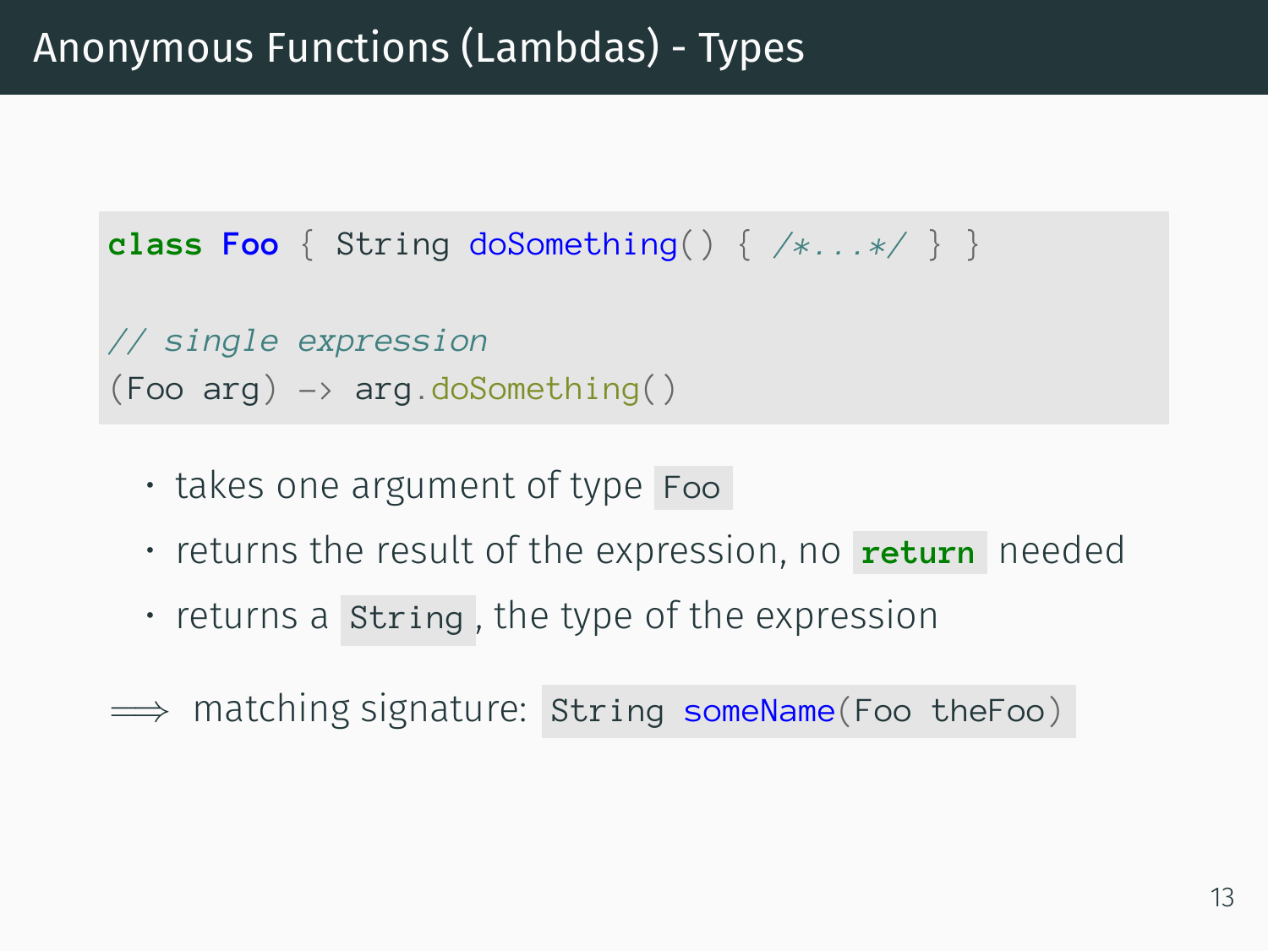# Anonymous Functions (Lambdas) - Types

```java
class Foo { String doSomething() { /*...*/ } }

// single expression
(Foo arg) -> arg.doSomething()
```

- takes one argument of type `Foo`
- returns the result of the expression, no `return` needed
- returns a `String`, the type of the expression

$\Longrightarrow$ matching signature: `String someName(Foo theFoo)`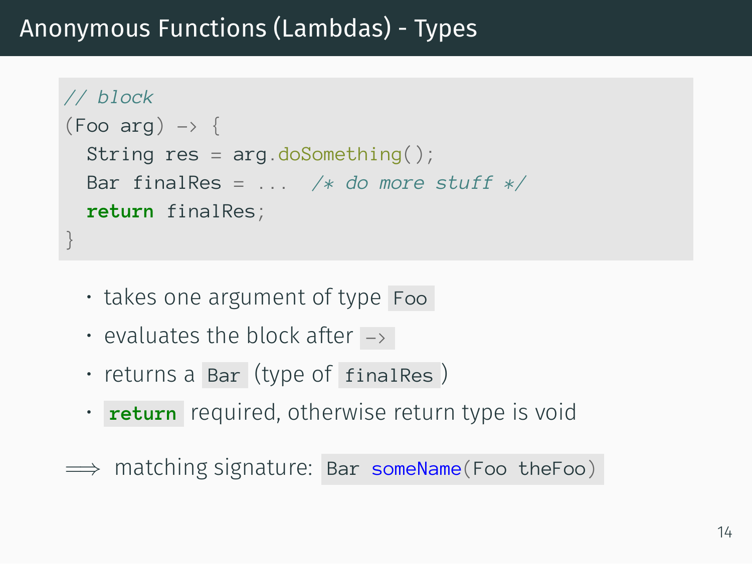# Anonymous Functions (Lambdas) - Types

```java
// block
(Foo arg) -> {
  String res = arg.doSomething();
  Bar finalRes = ...  /* do more stuff */
  return finalRes;
}
```

- takes one argument of type `Foo`
- evaluates the block after `->`
- returns a `Bar` (type of `finalRes`)
- `return` required, otherwise return type is void

$\Longrightarrow$ matching signature: `Bar someName(Foo theFoo)`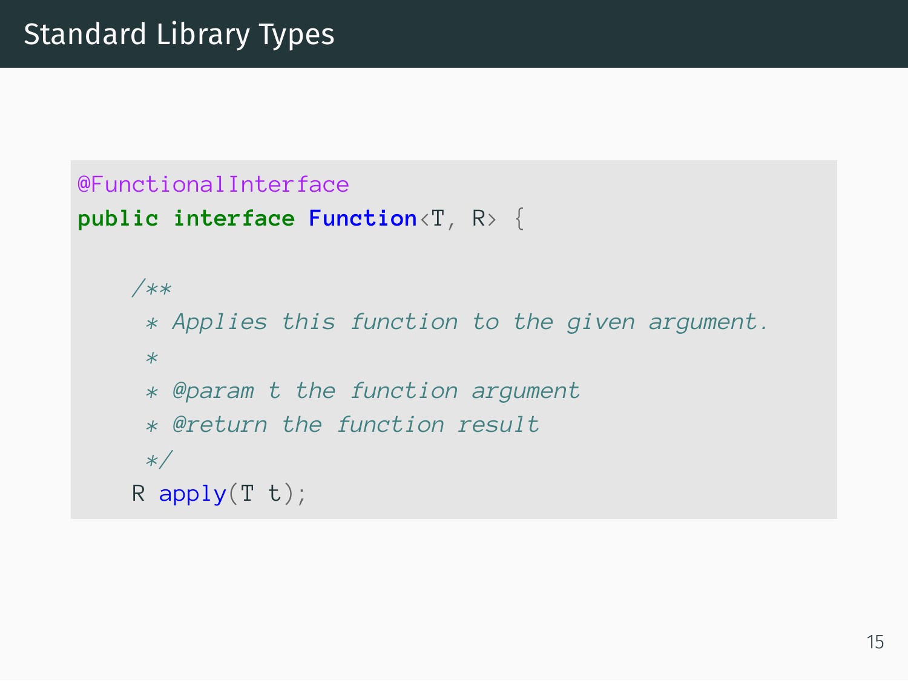# Standard Library Types

```java
@FunctionalInterface
public interface Function<T, R> {

    /**
     * Applies this function to the given argument.
     *
     * @param t the function argument
     * @return the function result
     */
    R apply(T t);
```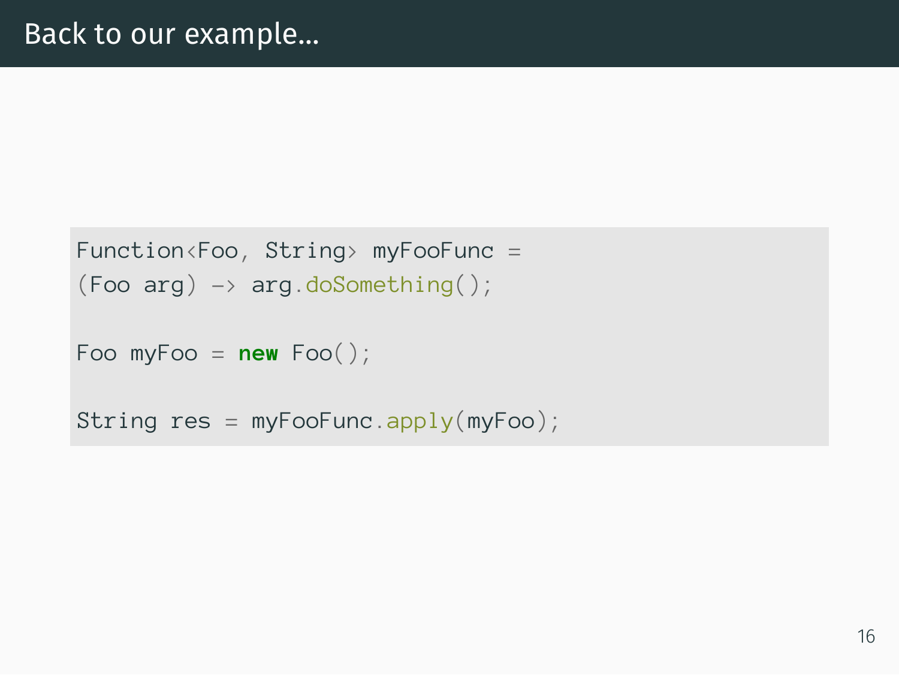# Back to our example...

```
Function<Foo, String> myFooFunc =
(Foo arg) -> arg.doSomething();

Foo myFoo = new Foo();

String res = myFooFunc.apply(myFoo);
```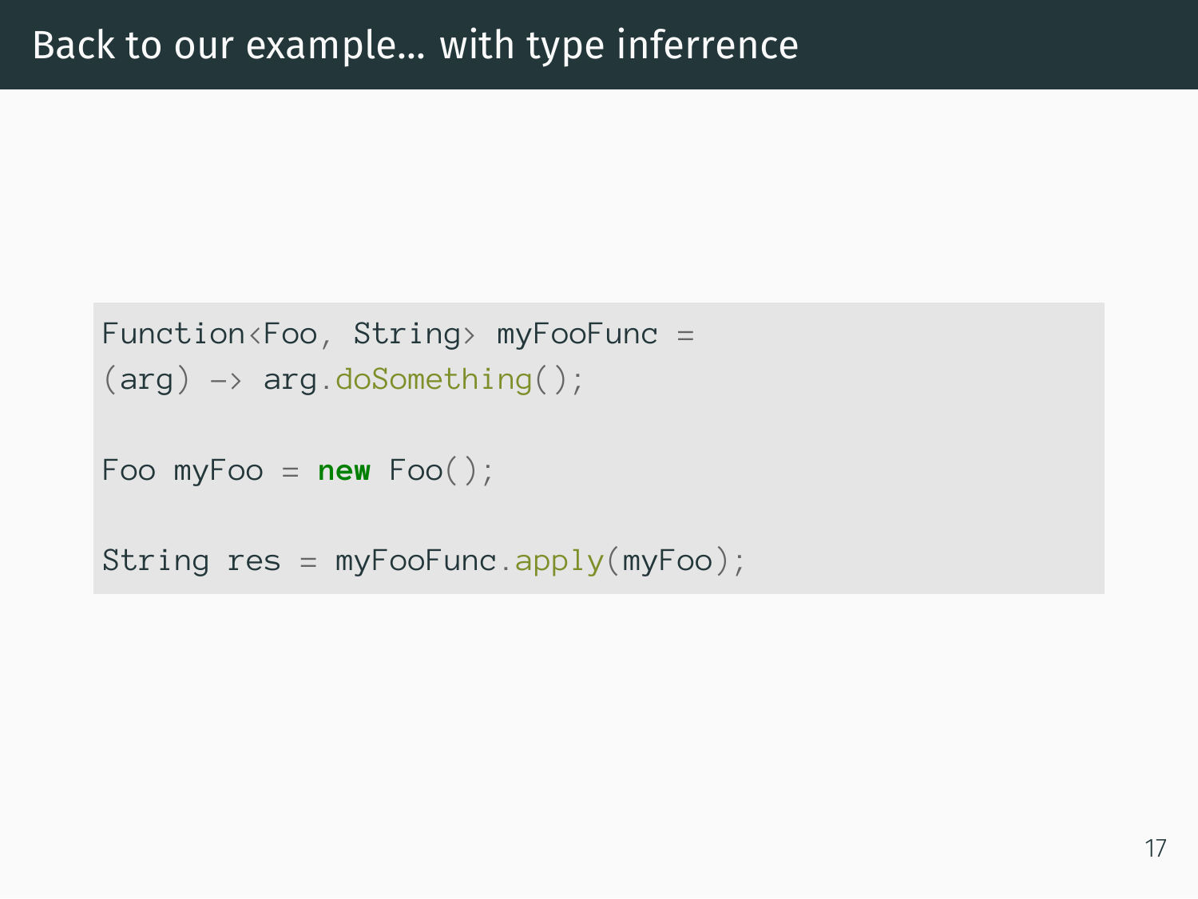# Back to our example... with type inferrence

```
Function<Foo, String> myFooFunc =
(arg) -> arg.doSomething();

Foo myFoo = new Foo();

String res = myFooFunc.apply(myFoo);
```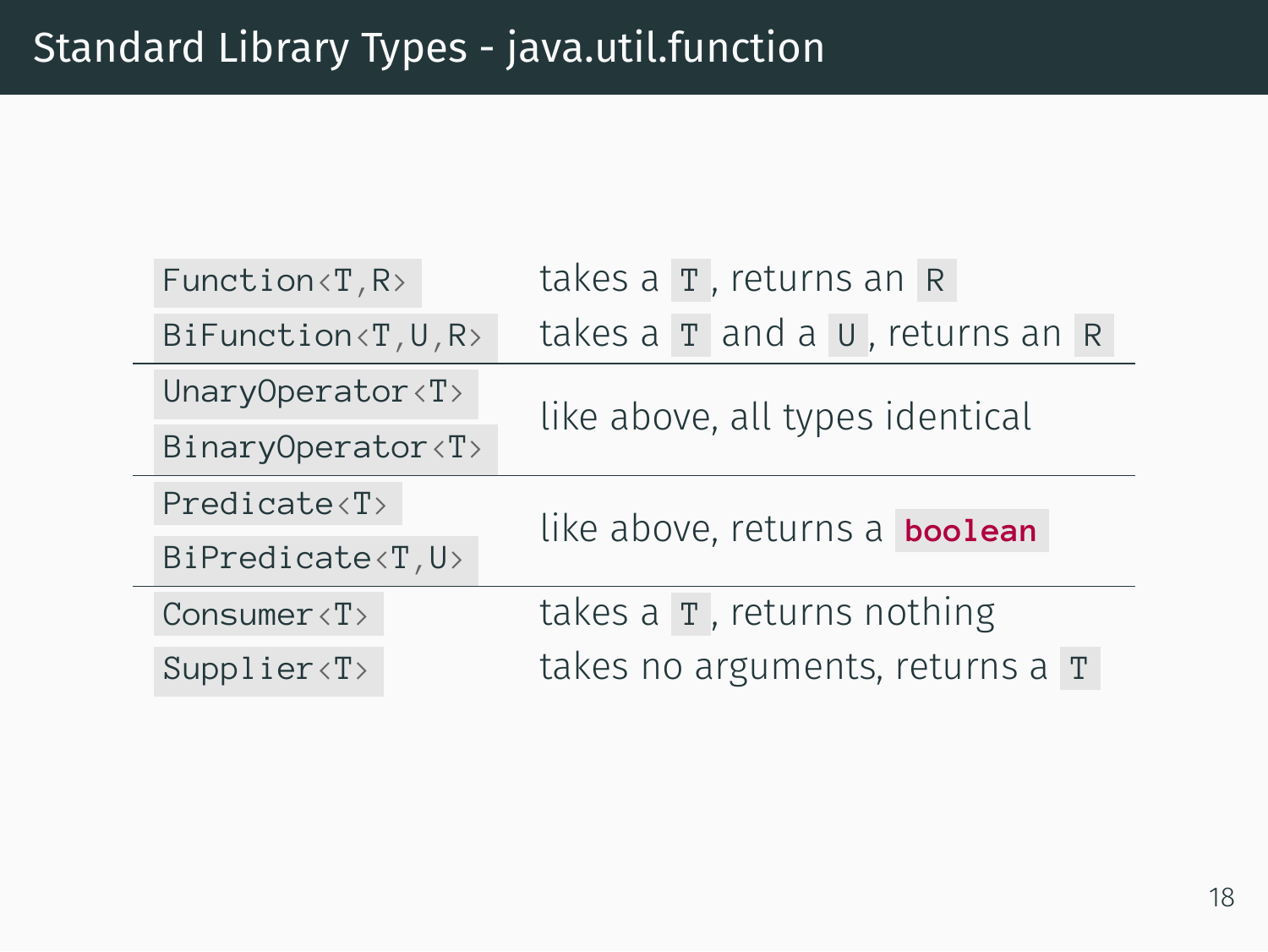# Standard Library Types - java.util.function

| | |
|---|---|
| `Function<T,R>` | takes a `T`, returns an `R` |
| `BiFunction<T,U,R>` | takes a `T` and a `U`, returns an `R` |
| `UnaryOperator<T>` | like above, all types identical |
| `BinaryOperator<T>` | |
| `Predicate<T>` | like above, returns a `boolean` |
| `BiPredicate<T,U>` | |
| `Consumer<T>` | takes a `T`, returns nothing |
| `Supplier<T>` | takes no arguments, returns a `T` |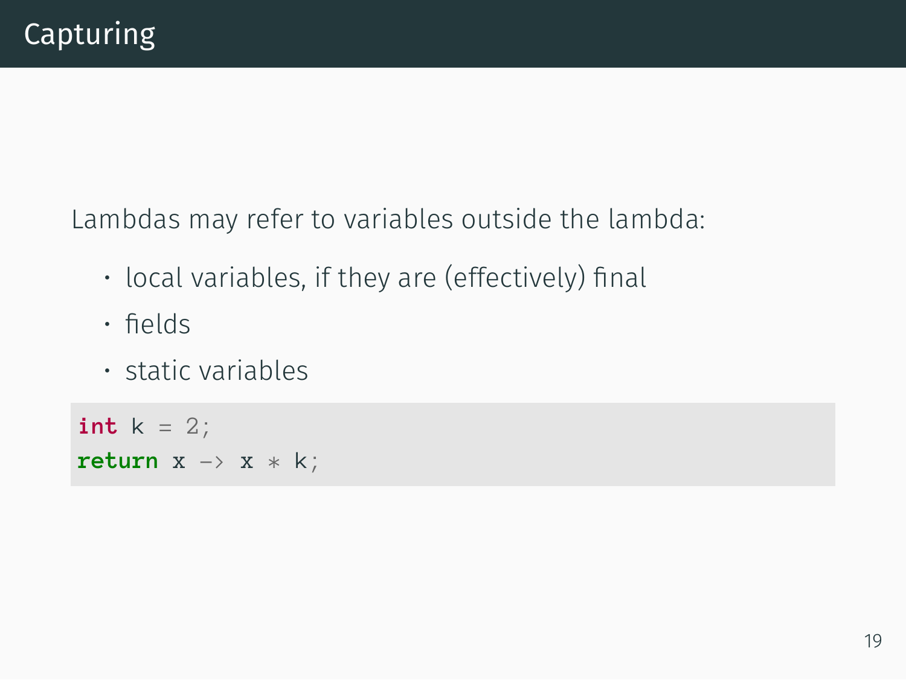# Capturing

Lambdas may refer to variables outside the lambda:

- local variables, if they are (effectively) final
- fields
- static variables

```
int k = 2;
return x -> x * k;
```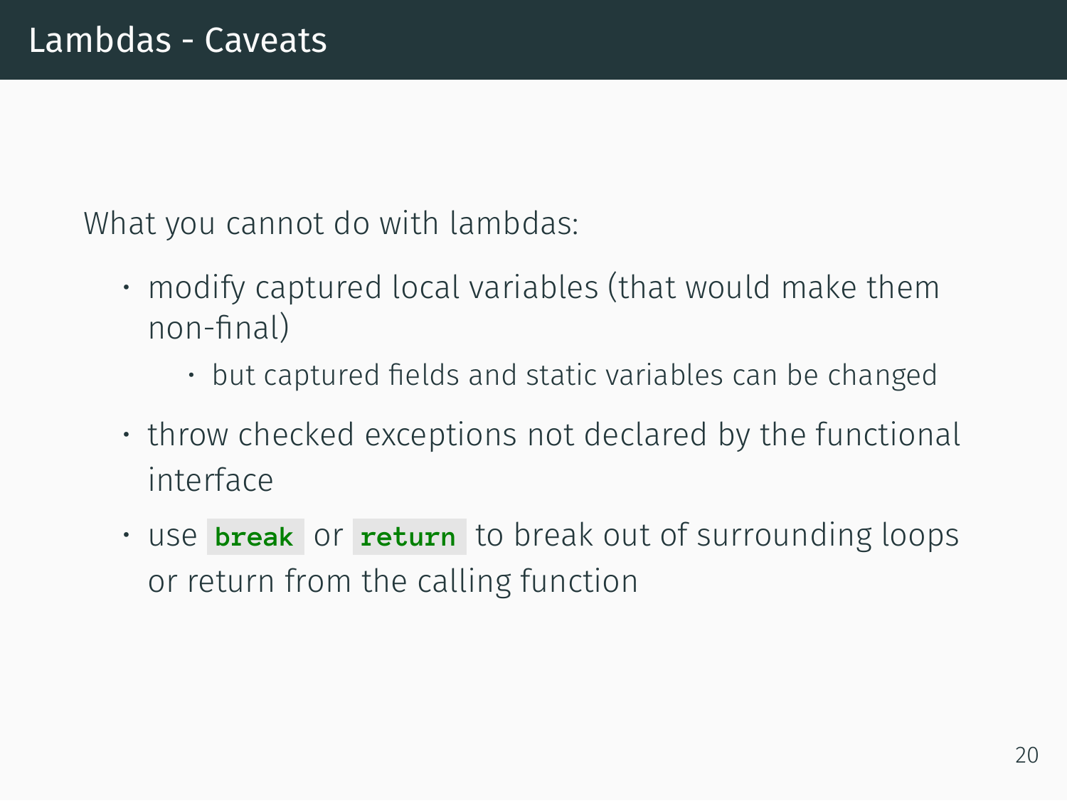# Lambdas - Caveats

What you cannot do with lambdas:

- modify captured local variables (that would make them non-final)
  - but captured fields and static variables can be changed
- throw checked exceptions not declared by the functional interface
- use `break` or `return` to break out of surrounding loops or return from the calling function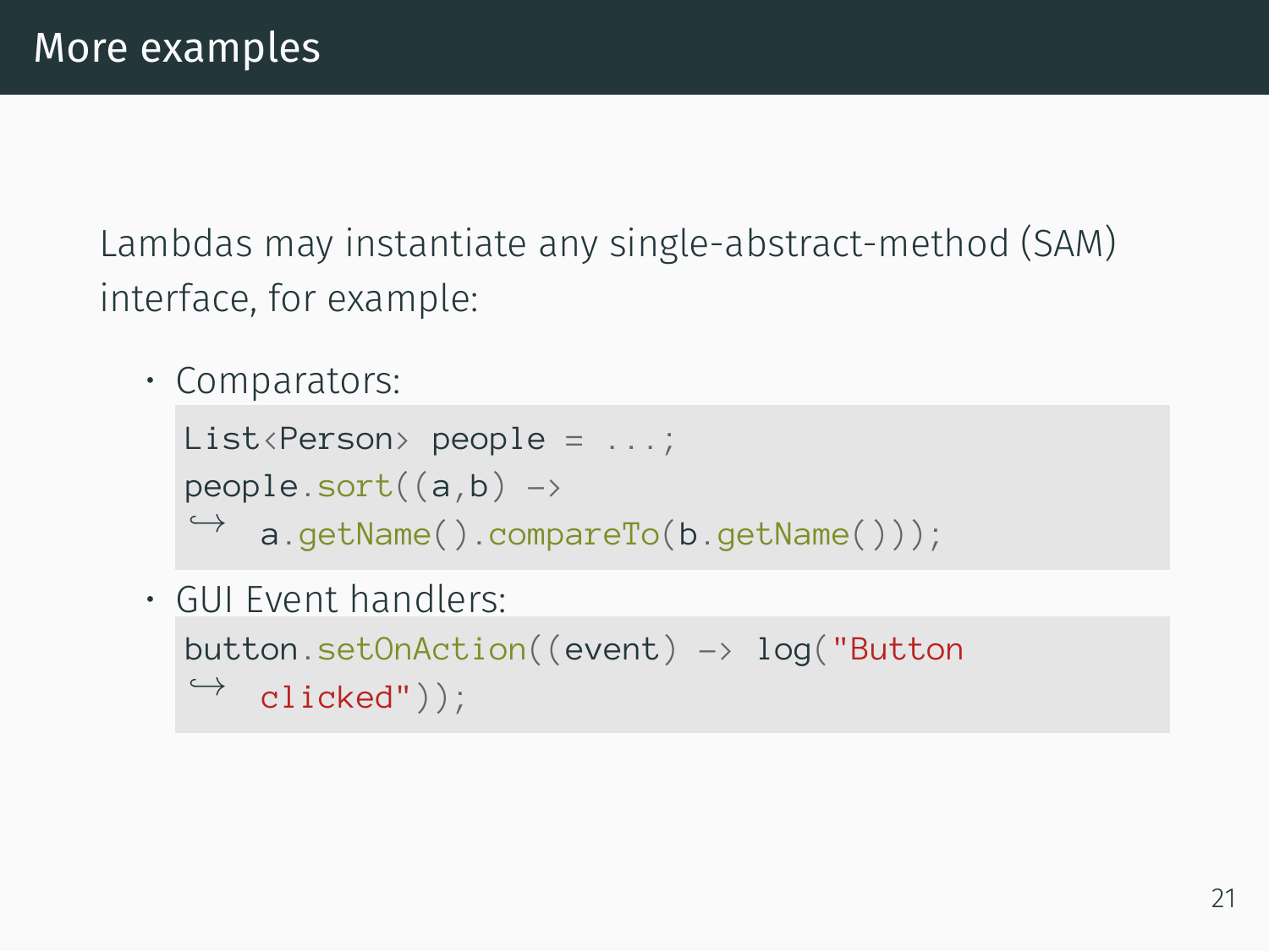# More examples

Lambdas may instantiate any single-abstract-method (SAM) interface, for example:

- Comparators:

```
List<Person> people = ...;
people.sort((a,b) ->
    a.getName().compareTo(b.getName()));
```

- GUI Event handlers:

```
button.setOnAction((event) -> log("Button
    clicked"));
```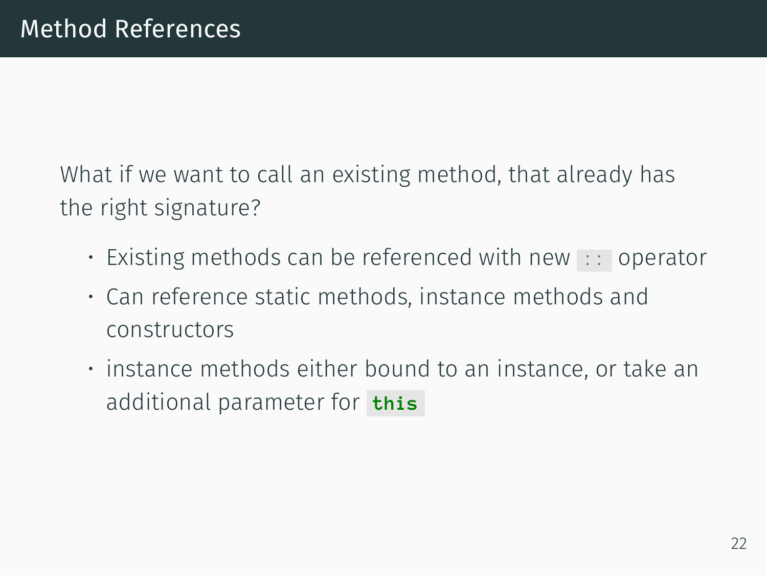# Method References

What if we want to call an existing method, that already has the right signature?

- Existing methods can be referenced with new `::` operator
- Can reference static methods, instance methods and constructors
- instance methods either bound to an instance, or take an additional parameter for `this`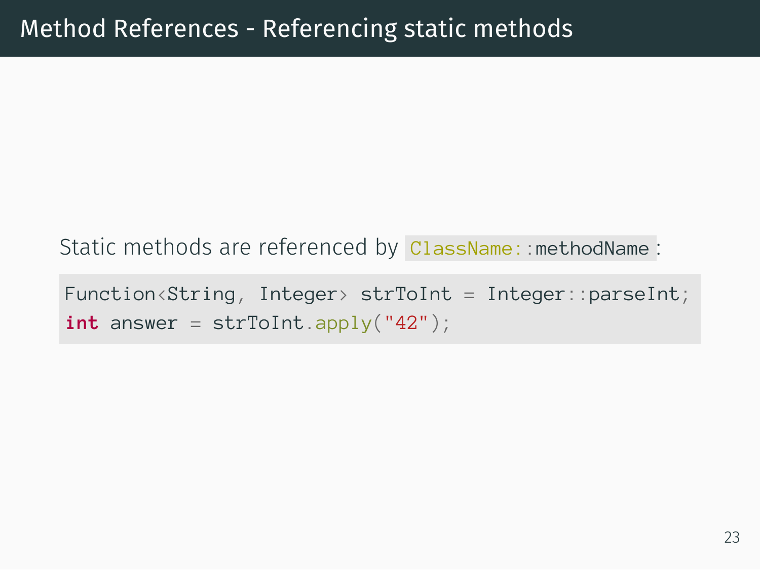# Method References - Referencing static methods

Static methods are referenced by `ClassName::methodName`:

```
Function<String, Integer> strToInt = Integer::parseInt;
int answer = strToInt.apply("42");
```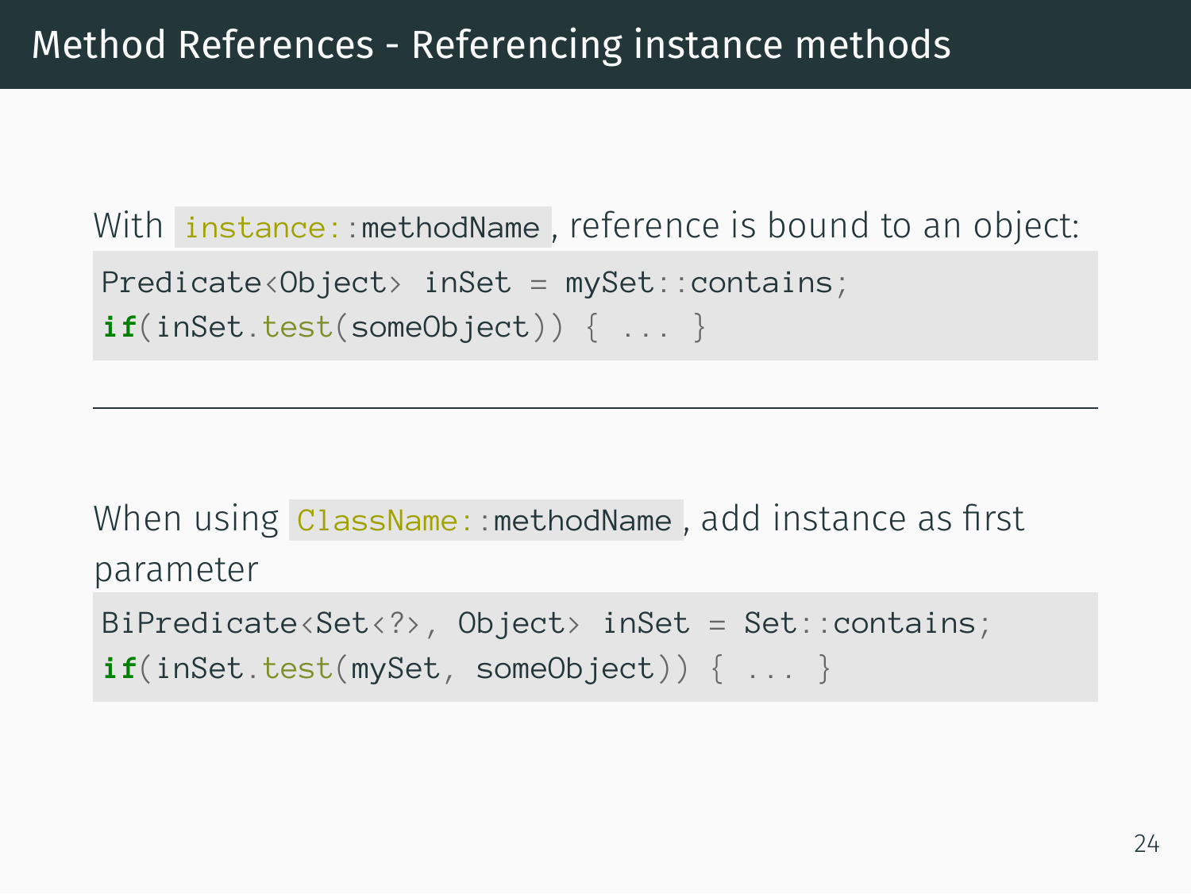# Method References - Referencing instance methods

With `instance::methodName`, reference is bound to an object:

```
Predicate<Object> inSet = mySet::contains;
if(inSet.test(someObject)) { ... }
```

---

When using `ClassName::methodName`, add instance as first parameter

```
BiPredicate<Set<?>, Object> inSet = Set::contains;
if(inSet.test(mySet, someObject)) { ... }
```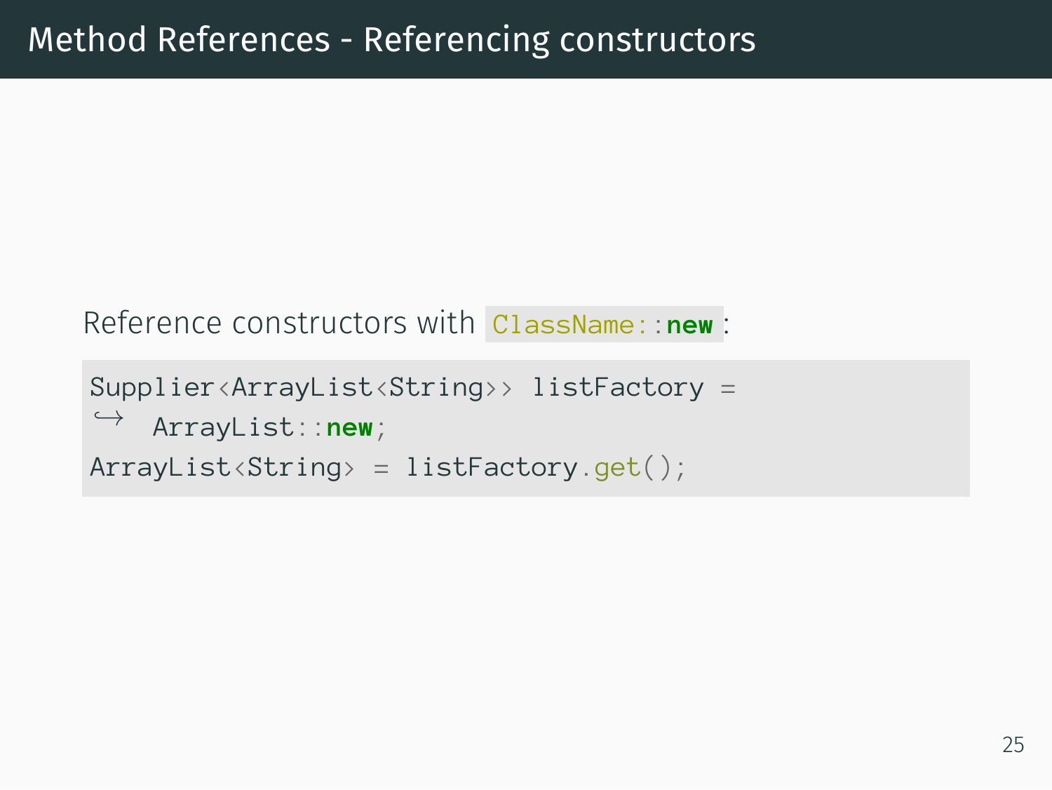## Method References - Referencing constructors

Reference constructors with `ClassName::new`:

```
Supplier<ArrayList<String>> listFactory =
↪  ArrayList::new;
ArrayList<String> = listFactory.get();
```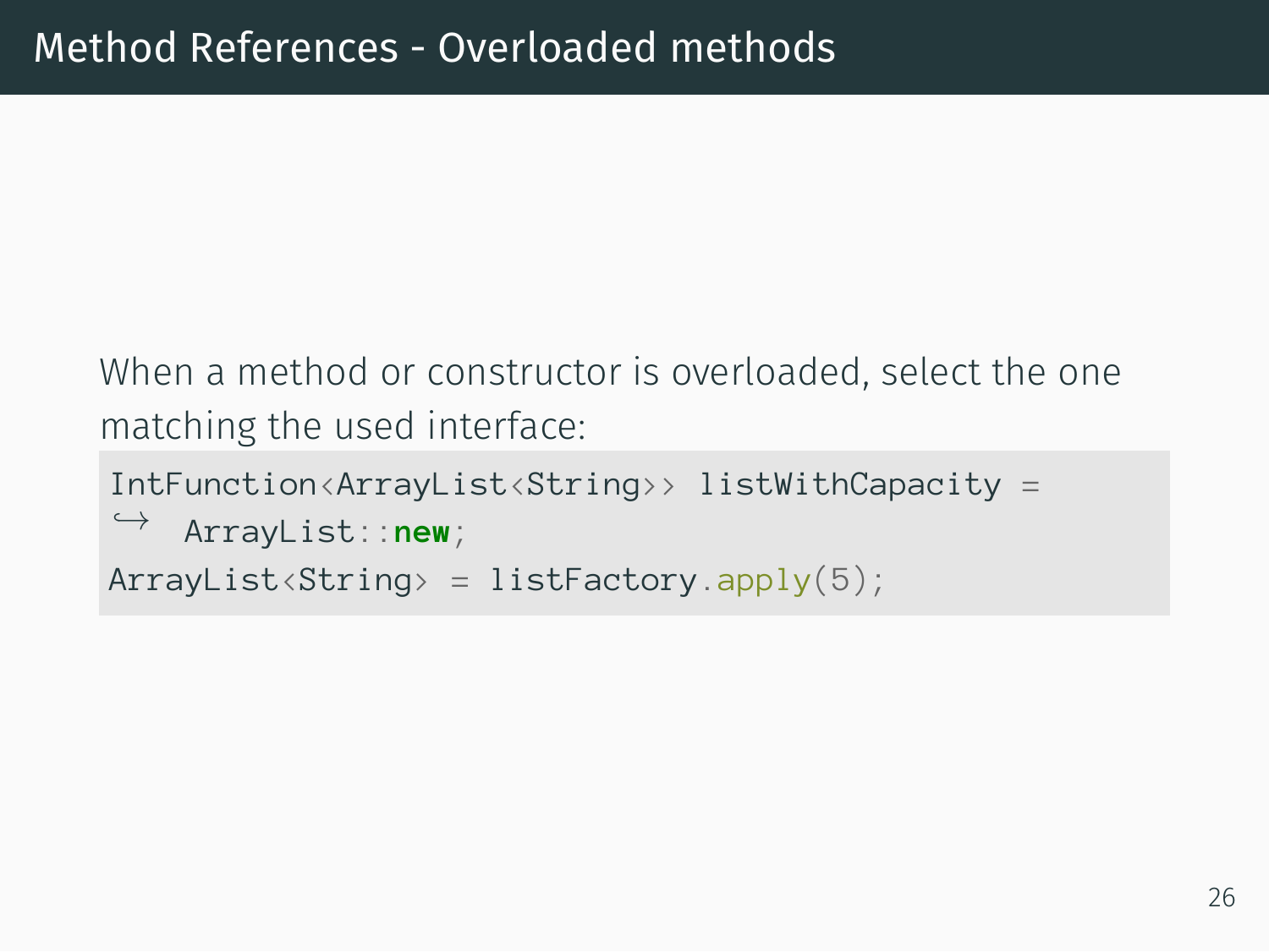# Method References - Overloaded methods

When a method or constructor is overloaded, select the one matching the used interface:

```
IntFunction<ArrayList<String>> listWithCapacity =
    ArrayList::new;
ArrayList<String> = listFactory.apply(5);
```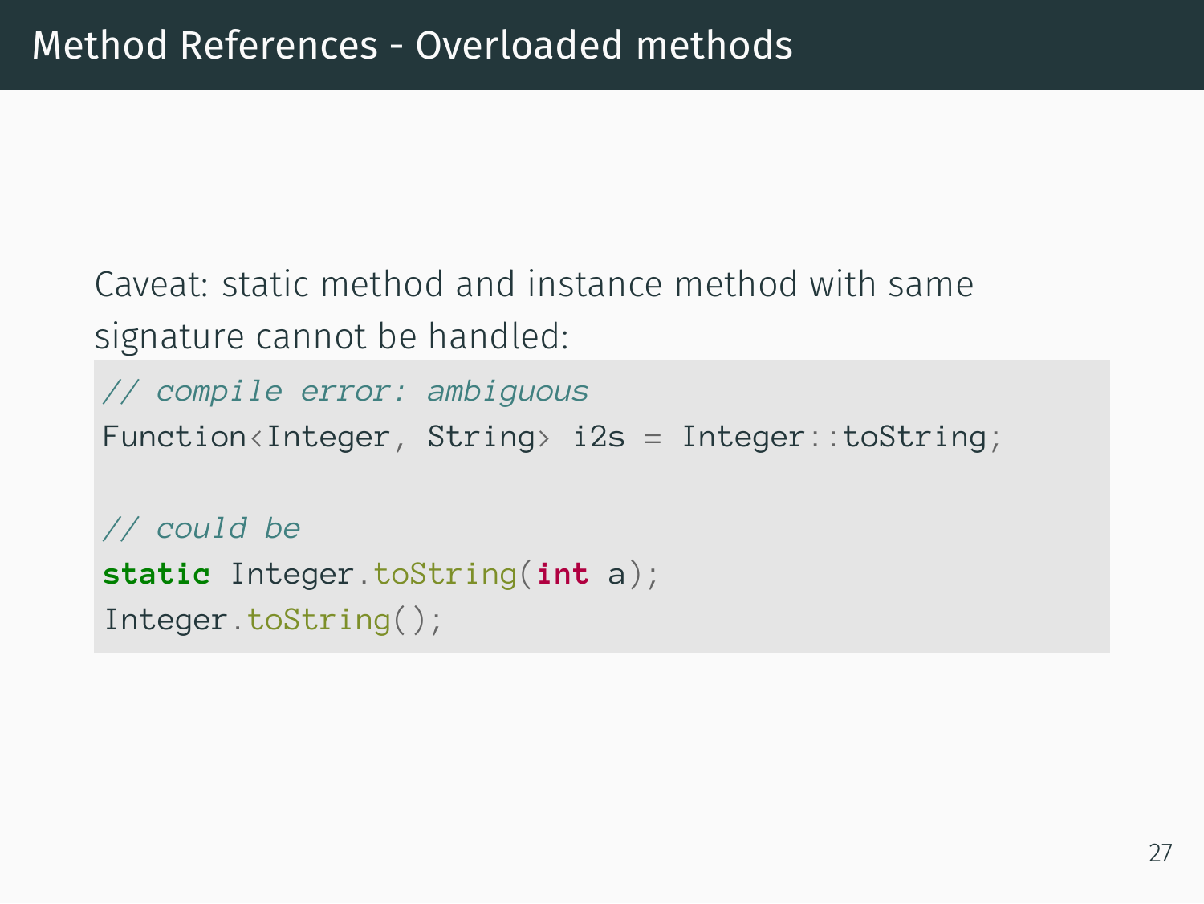# Method References - Overloaded methods

Caveat: static method and instance method with same signature cannot be handled:

```
// compile error: ambiguous
Function<Integer, String> i2s = Integer::toString;

// could be
static Integer.toString(int a);
Integer.toString();
```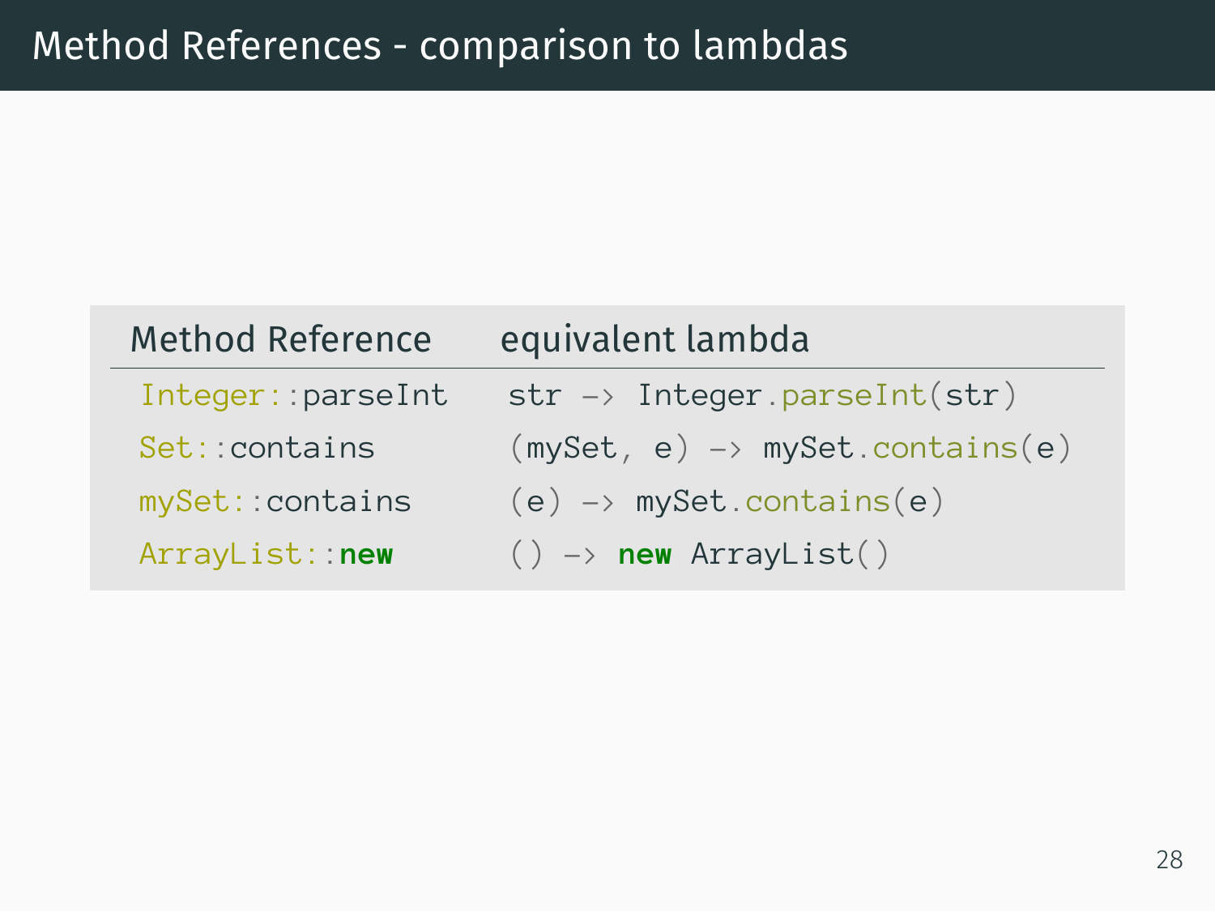# Method References - comparison to lambdas

| Method Reference | equivalent lambda |
| --- | --- |
| `Integer::parseInt` | `str -> Integer.parseInt(str)` |
| `Set::contains` | `(mySet, e) -> mySet.contains(e)` |
| `mySet::contains` | `(e) -> mySet.contains(e)` |
| `ArrayList::new` | `() -> new ArrayList()` |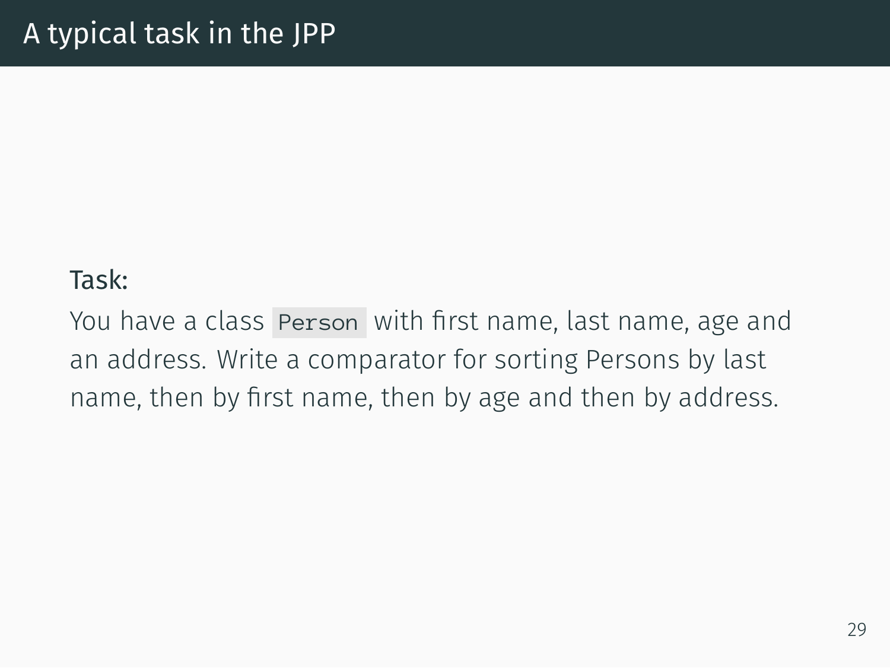# A typical task in the JPP

**Task:**

You have a class `Person` with first name, last name, age and an address. Write a comparator for sorting Persons by last name, then by first name, then by age and then by address.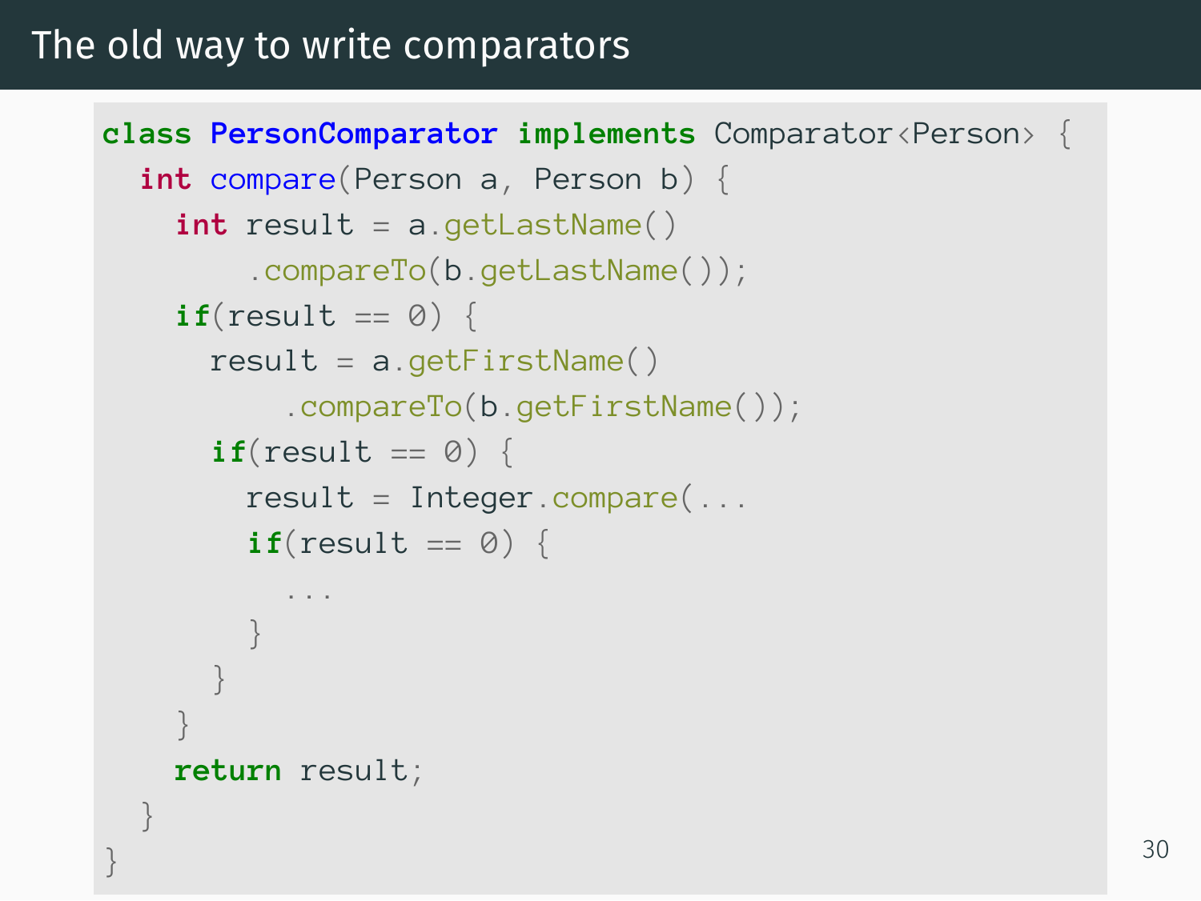# The old way to write comparators

```java
class PersonComparator implements Comparator<Person> {
  int compare(Person a, Person b) {
    int result = a.getLastName()
        .compareTo(b.getLastName());
    if(result == 0) {
      result = a.getFirstName()
          .compareTo(b.getFirstName());
      if(result == 0) {
        result = Integer.compare(...
        if(result == 0) {
          ...
        }
      }
    }
    return result;
  }
}
```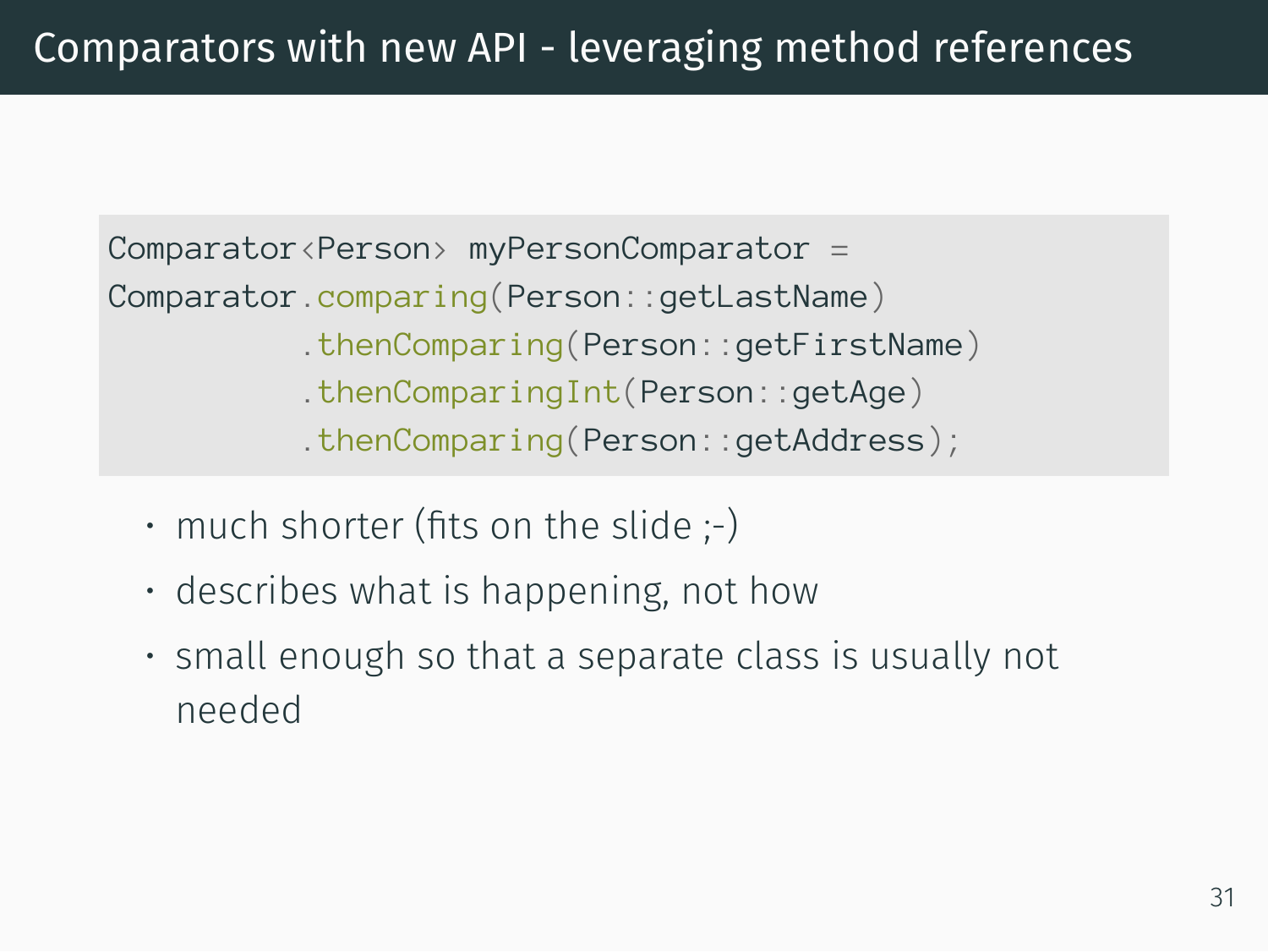# Comparators with new API - leveraging method references

```
Comparator<Person> myPersonComparator =
Comparator.comparing(Person::getLastName)
          .thenComparing(Person::getFirstName)
          .thenComparingInt(Person::getAge)
          .thenComparing(Person::getAddress);
```

- much shorter (fits on the slide ;-)
- describes what is happening, not how
- small enough so that a separate class is usually not needed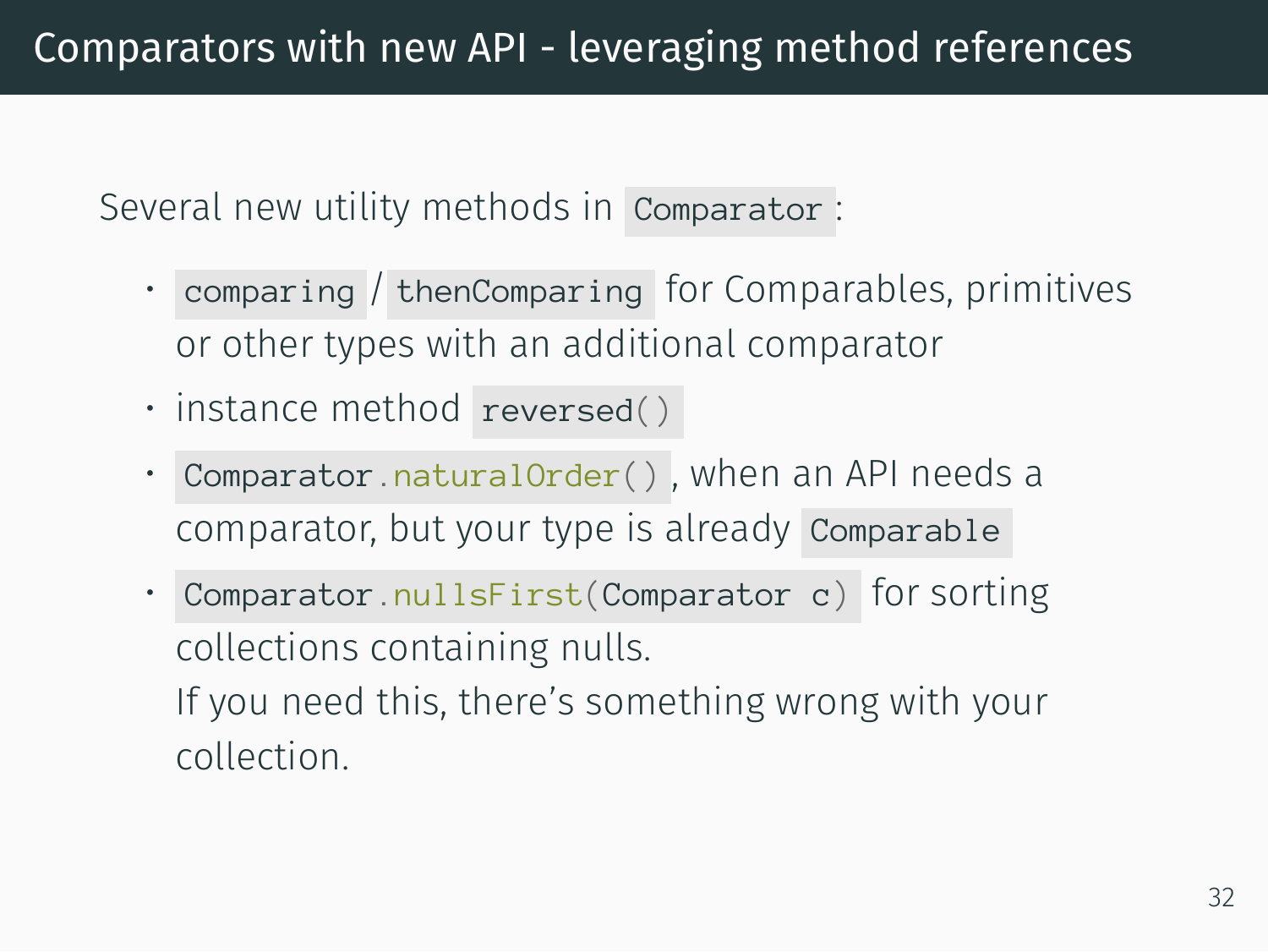# Comparators with new API - leveraging method references

Several new utility methods in `Comparator`:

- `comparing` / `thenComparing` for Comparables, primitives or other types with an additional comparator
- instance method `reversed()`
- `Comparator.naturalOrder()`, when an API needs a comparator, but your type is already `Comparable`
- `Comparator.nullsFirst(Comparator c)` for sorting collections containing nulls.
  If you need this, there's something wrong with your collection.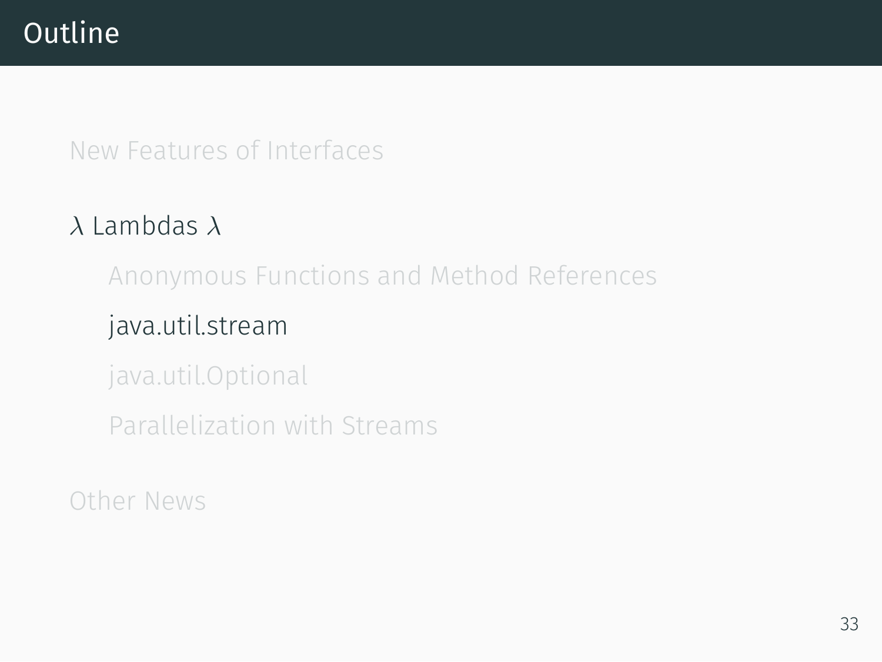# Outline

- New Features of Interfaces
- $\lambda$ Lambdas $\lambda$
  - Anonymous Functions and Method References
  - java.util.stream
  - java.util.Optional
  - Parallelization with Streams
- Other News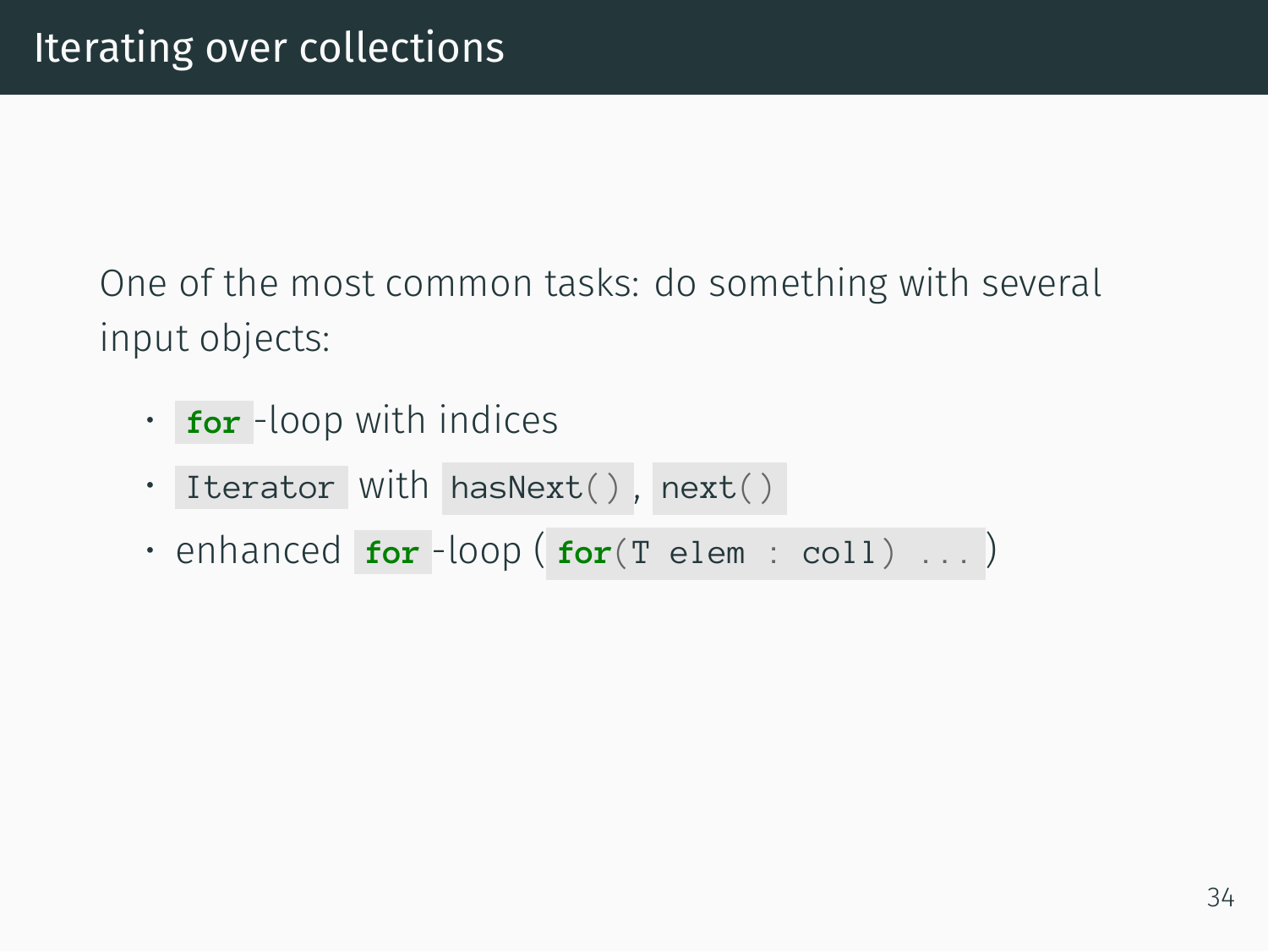# Iterating over collections

One of the most common tasks: do something with several input objects:

- `for`-loop with indices
- `Iterator` with `hasNext()`, `next()`
- enhanced `for`-loop (`for(T elem : coll) ...`)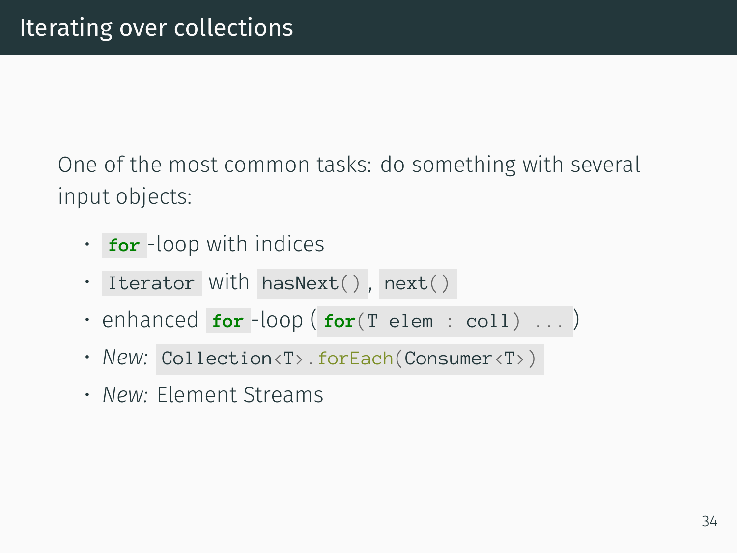# Iterating over collections

One of the most common tasks: do something with several input objects:

- `for`-loop with indices
- `Iterator` with `hasNext()`, `next()`
- enhanced `for`-loop (`for(T elem : coll) ...`)
- *New:* `Collection<T>.forEach(Consumer<T>)`
- *New:* Element Streams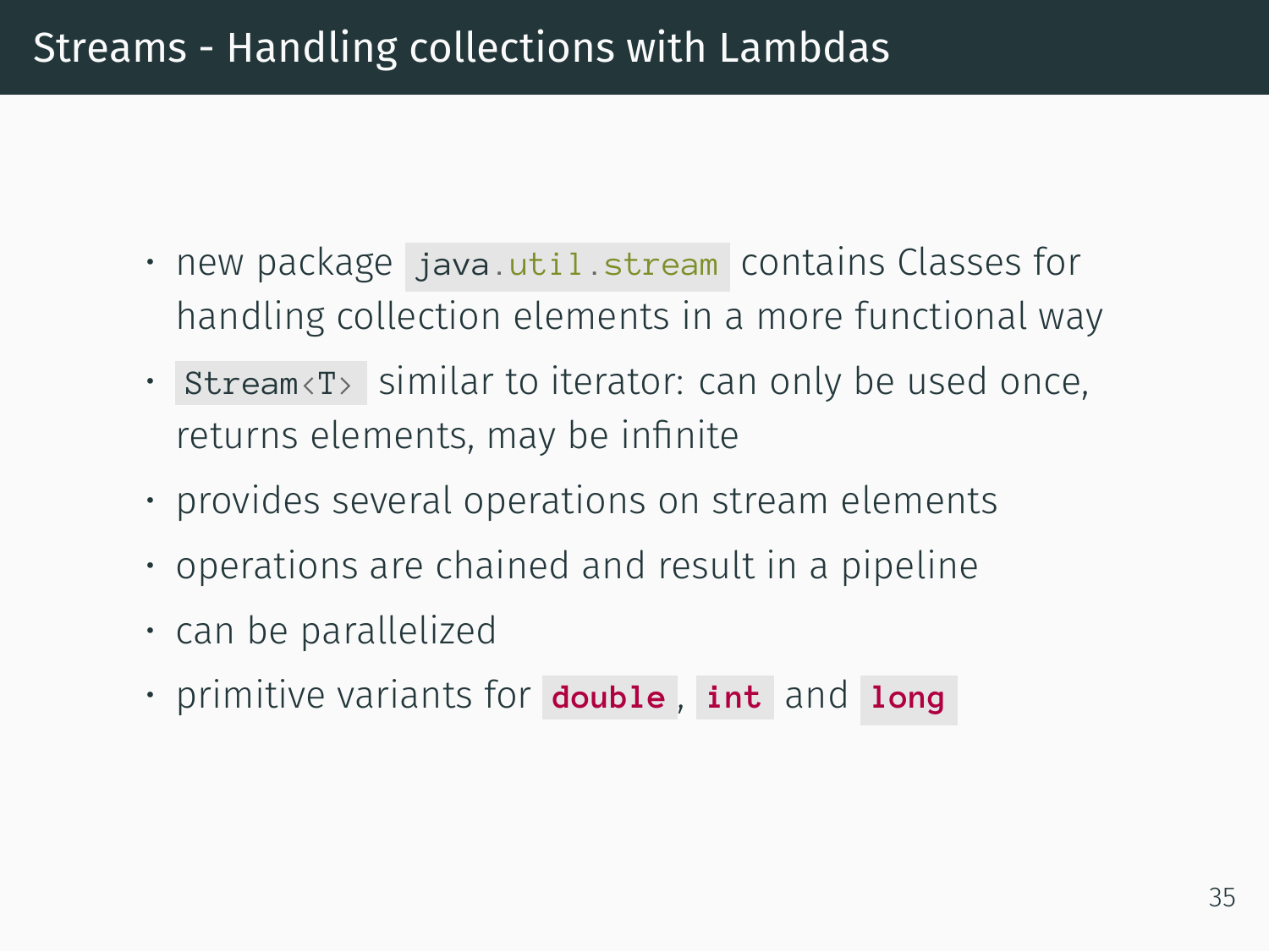# Streams - Handling collections with Lambdas

- new package `java.util.stream` contains Classes for handling collection elements in a more functional way
- `Stream<T>` similar to iterator: can only be used once, returns elements, may be infinite
- provides several operations on stream elements
- operations are chained and result in a pipeline
- can be parallelized
- primitive variants for `double`, `int` and `long`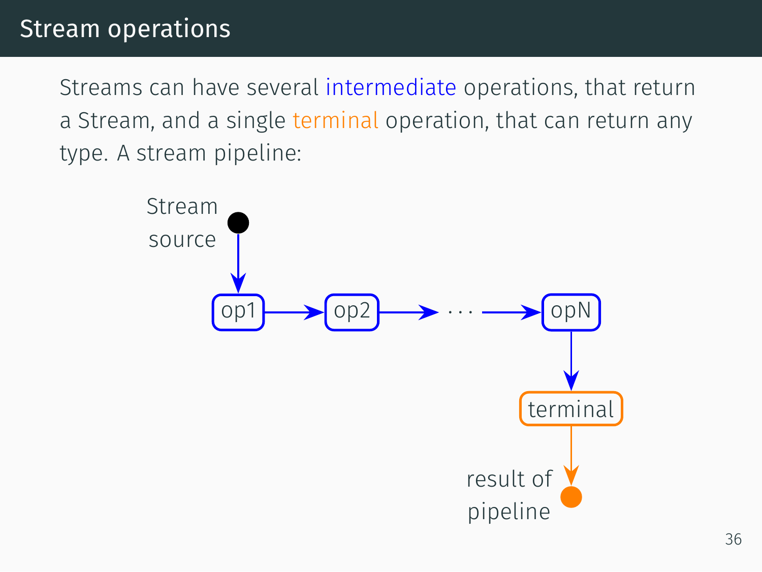# Stream operations

Streams can have several intermediate operations, that return a Stream, and a single terminal operation, that can return any type. A stream pipeline:

Stream source

op1 → op2 → ··· → opN

terminal

result of pipeline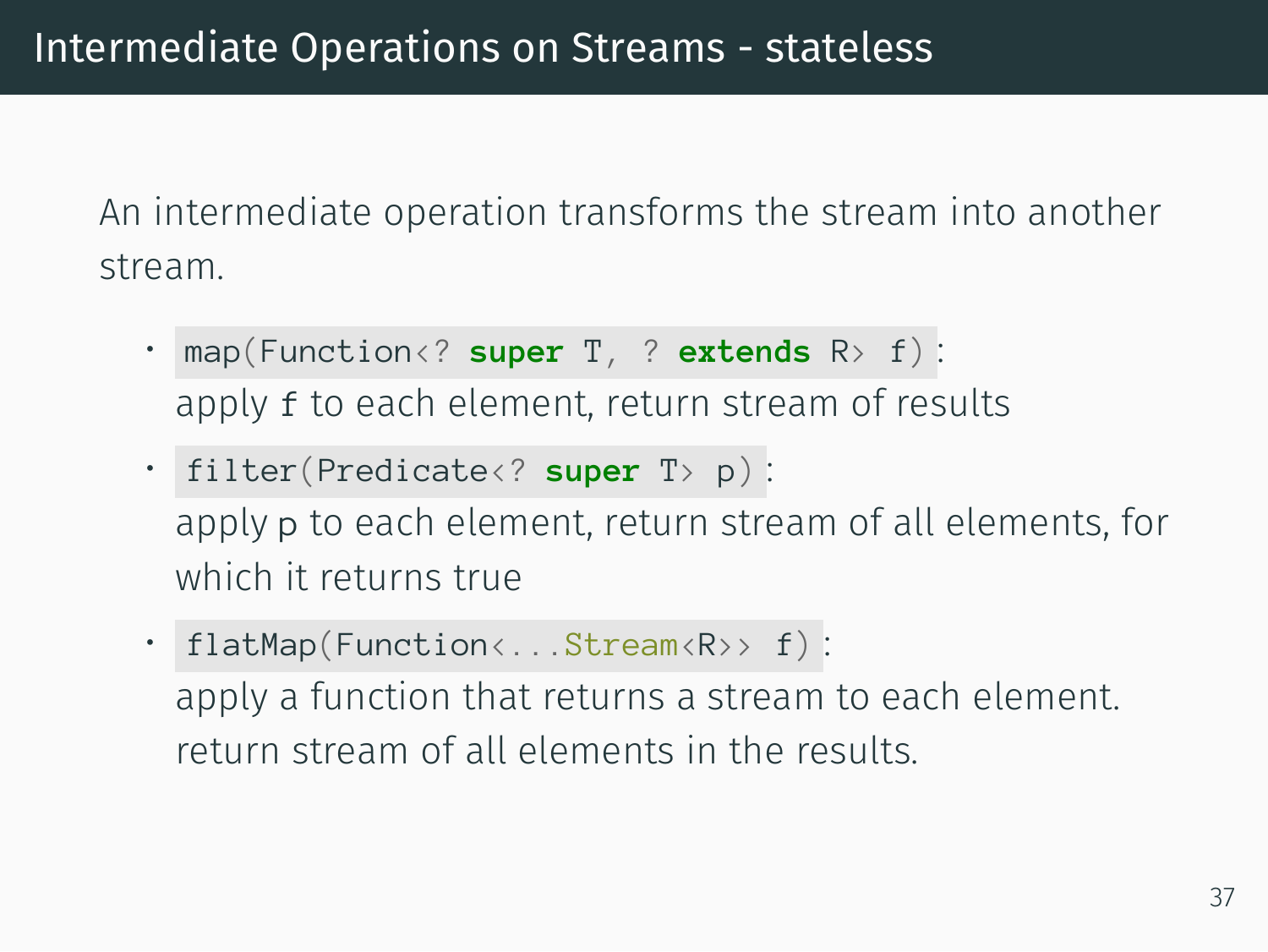# Intermediate Operations on Streams - stateless

An intermediate operation transforms the stream into another stream.

- `map(Function<? super T, ? extends R> f)`:
  apply `f` to each element, return stream of results
- `filter(Predicate<? super T> p)`:
  apply `p` to each element, return stream of all elements, for which it returns true
- `flatMap(Function<...Stream<R>> f)`:
  apply a function that returns a stream to each element. return stream of all elements in the results.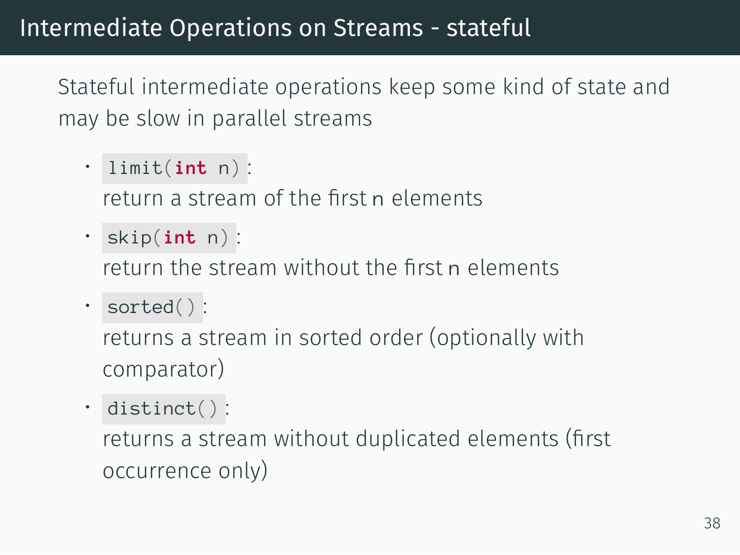# Intermediate Operations on Streams - stateful

Stateful intermediate operations keep some kind of state and may be slow in parallel streams

- `limit(int n)`:
  return a stream of the first `n` elements
- `skip(int n)`:
  return the stream without the first `n` elements
- `sorted()`:
  returns a stream in sorted order (optionally with comparator)
- `distinct()`:
  returns a stream without duplicated elements (first occurrence only)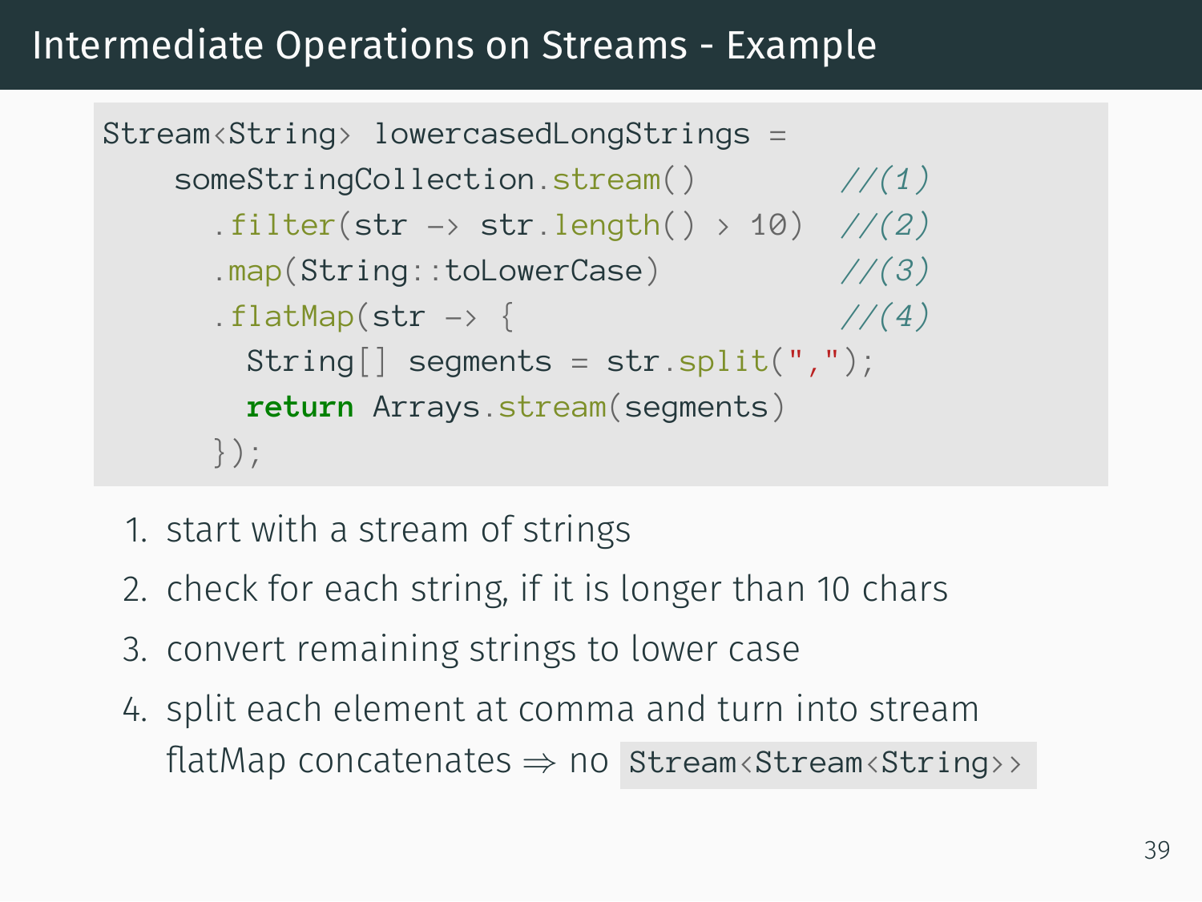# Intermediate Operations on Streams - Example

```
Stream<String> lowercasedLongStrings =
    someStringCollection.stream()         //(1)
      .filter(str -> str.length() > 10)   //(2)
      .map(String::toLowerCase)           //(3)
      .flatMap(str -> {                   //(4)
        String[] segments = str.split(",");
        return Arrays.stream(segments)
      });
```

1. start with a stream of strings
2. check for each string, if it is longer than 10 chars
3. convert remaining strings to lower case
4. split each element at comma and turn into stream
   flatMap concatenates ⇒ no `Stream<Stream<String>>`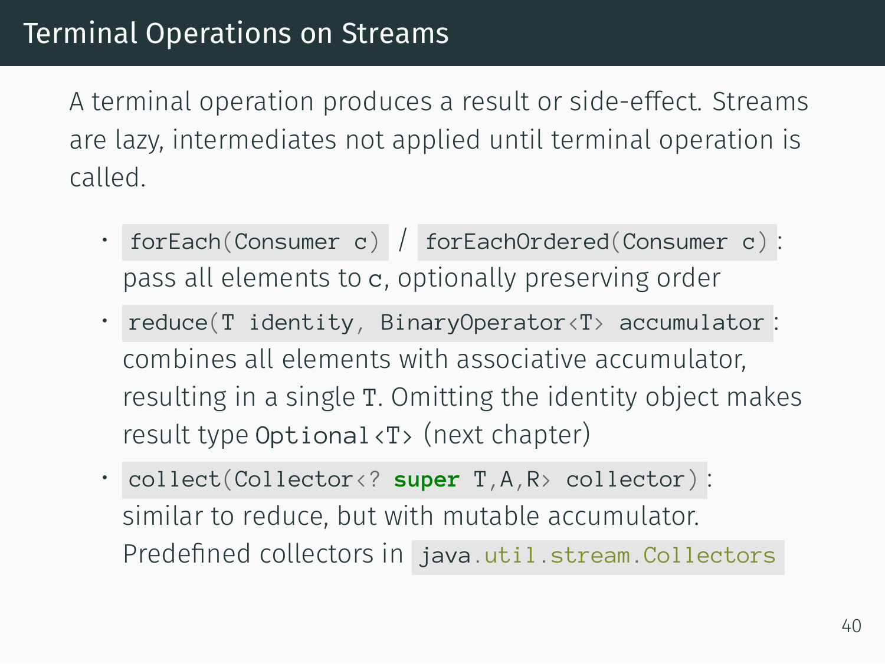# Terminal Operations on Streams

A terminal operation produces a result or side-effect. Streams are lazy, intermediates not applied until terminal operation is called.

- `forEach(Consumer c)` / `forEachOrdered(Consumer c)`: pass all elements to `c`, optionally preserving order
- `reduce(T identity, BinaryOperator<T> accumulator`: combines all elements with associative accumulator, resulting in a single `T`. Omitting the identity object makes result type `Optional<T>` (next chapter)
- `collect(Collector<? super T,A,R> collector)`: similar to reduce, but with mutable accumulator. Predefined collectors in `java.util.stream.Collectors`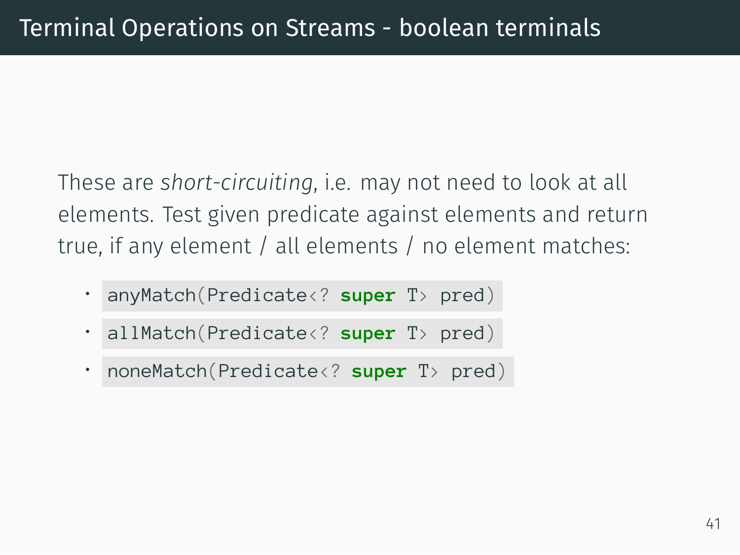# Terminal Operations on Streams - boolean terminals

These are *short-circuiting*, i.e. may not need to look at all elements. Test given predicate against elements and return true, if any element / all elements / no element matches:

- `anyMatch(Predicate<? super T> pred)`
- `allMatch(Predicate<? super T> pred)`
- `noneMatch(Predicate<? super T> pred)`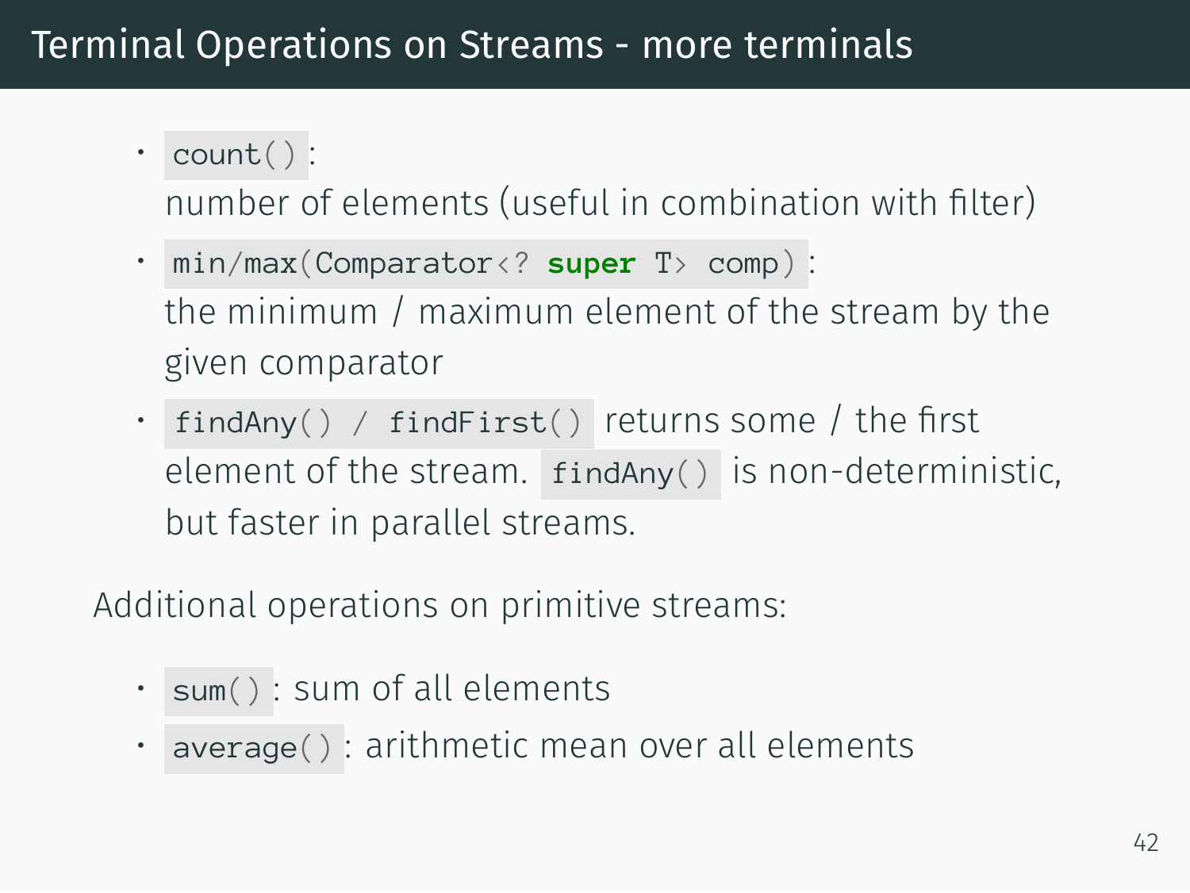# Terminal Operations on Streams - more terminals

- `count()`:
  number of elements (useful in combination with filter)
- `min/max(Comparator<? super T> comp)`:
  the minimum / maximum element of the stream by the given comparator
- `findAny() / findFirst()` returns some / the first element of the stream. `findAny()` is non-deterministic, but faster in parallel streams.

Additional operations on primitive streams:

- `sum()`: sum of all elements
- `average()`: arithmetic mean over all elements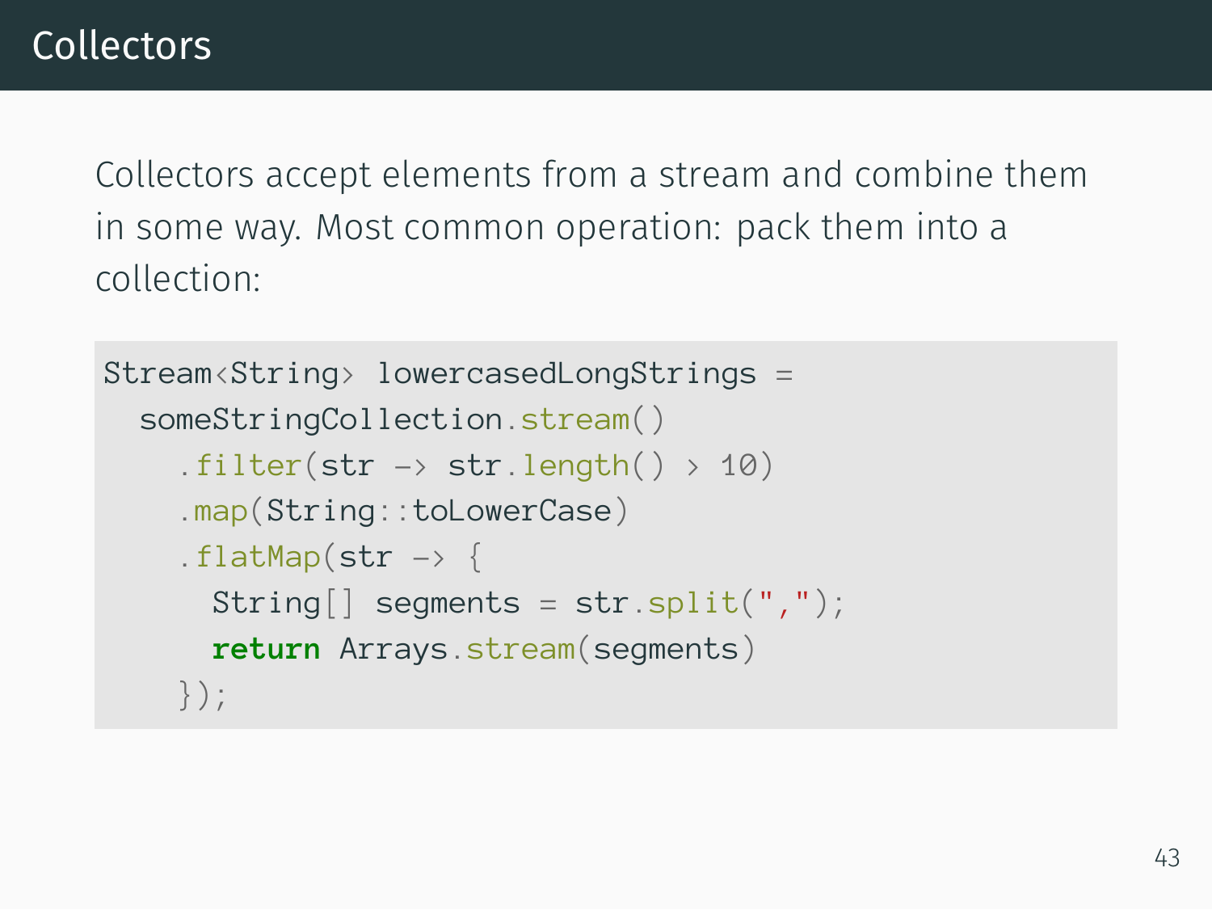# Collectors

Collectors accept elements from a stream and combine them in some way. Most common operation: pack them into a collection:

```
Stream<String> lowercasedLongStrings =
  someStringCollection.stream()
    .filter(str -> str.length() > 10)
    .map(String::toLowerCase)
    .flatMap(str -> {
      String[] segments = str.split(",");
      return Arrays.stream(segments)
    });
```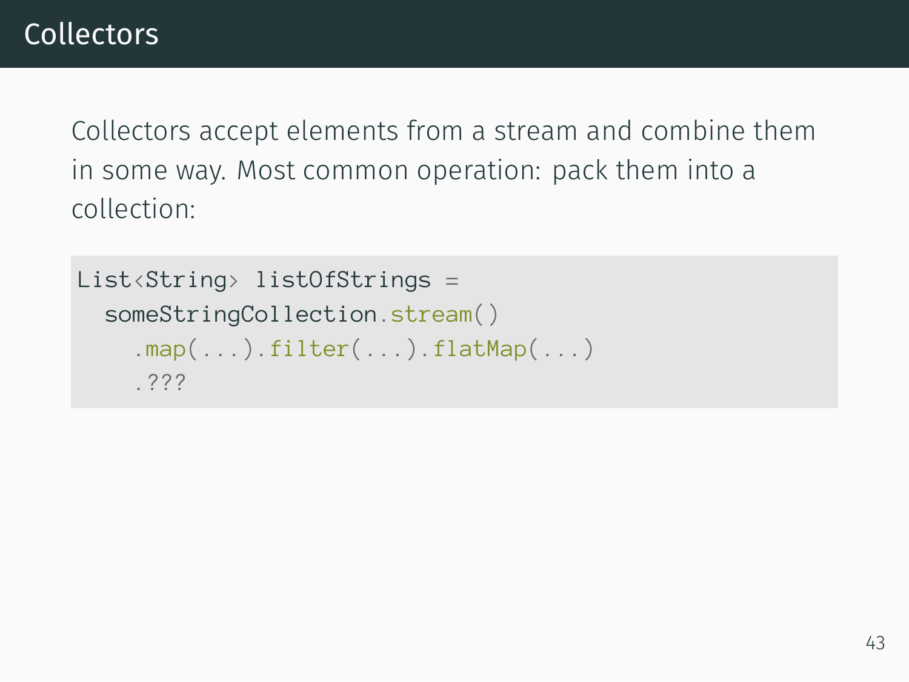# Collectors

Collectors accept elements from a stream and combine them in some way. Most common operation: pack them into a collection:

```
List<String> listOfStrings =
  someStringCollection.stream()
    .map(...).filter(...).flatMap(...)
    .???
```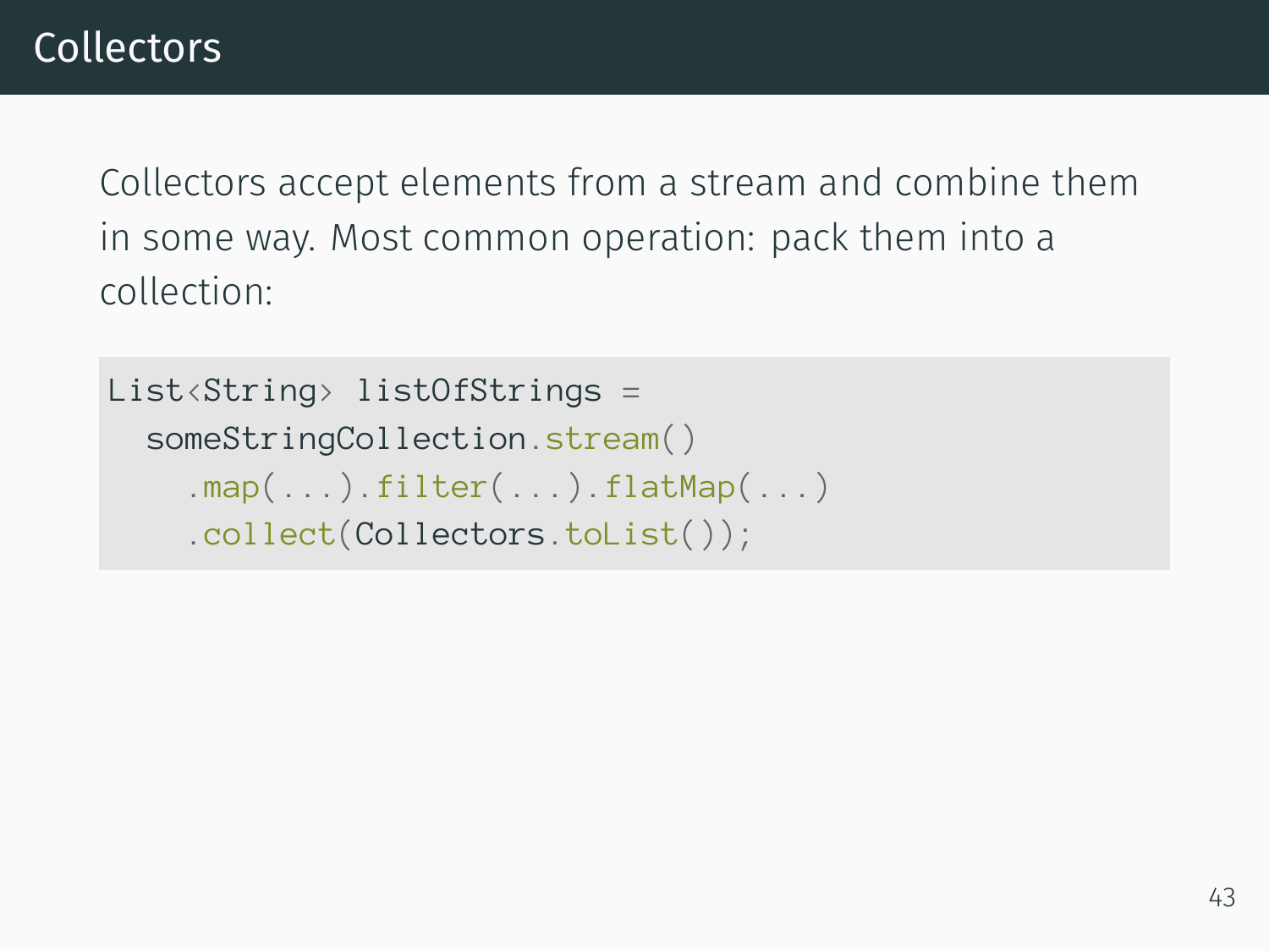# Collectors

Collectors accept elements from a stream and combine them in some way. Most common operation: pack them into a collection:

```
List<String> listOfStrings =
  someStringCollection.stream()
    .map(...).filter(...).flatMap(...)
    .collect(Collectors.toList());
```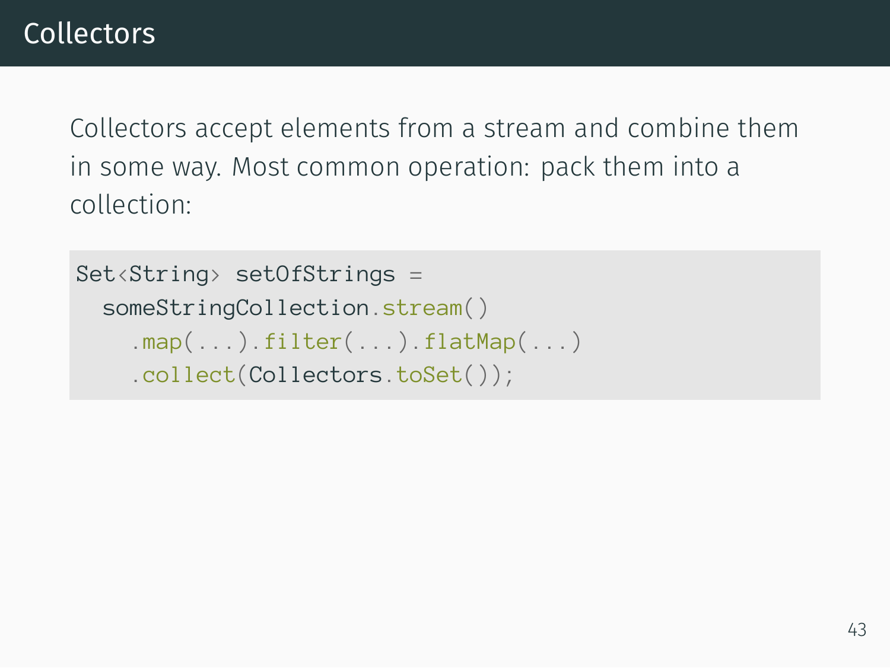# Collectors

Collectors accept elements from a stream and combine them in some way. Most common operation: pack them into a collection:

```
Set<String> setOfStrings =
  someStringCollection.stream()
    .map(...).filter(...).flatMap(...)
    .collect(Collectors.toSet());
```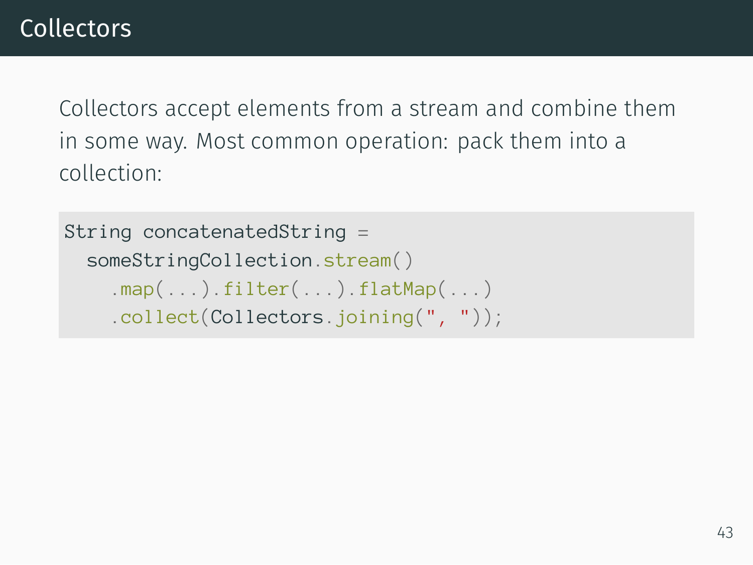# Collectors

Collectors accept elements from a stream and combine them in some way. Most common operation: pack them into a collection:

```
String concatenatedString =
  someStringCollection.stream()
    .map(...).filter(...).flatMap(...)
    .collect(Collectors.joining(", "));
```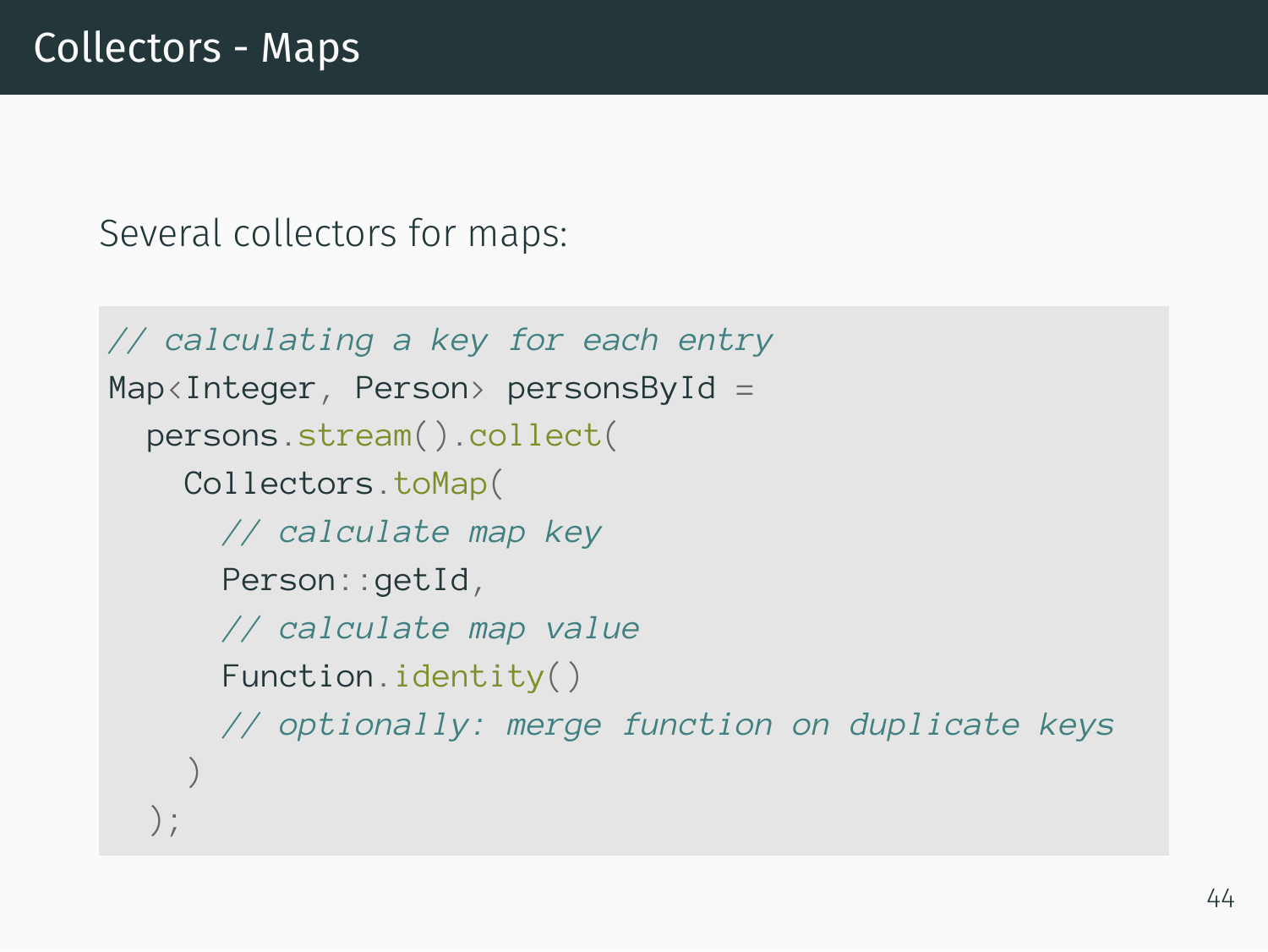# Collectors - Maps

Several collectors for maps:

```
// calculating a key for each entry
Map<Integer, Person> personsById =
  persons.stream().collect(
    Collectors.toMap(
      // calculate map key
      Person::getId,
      // calculate map value
      Function.identity()
      // optionally: merge function on duplicate keys
    )
  );
```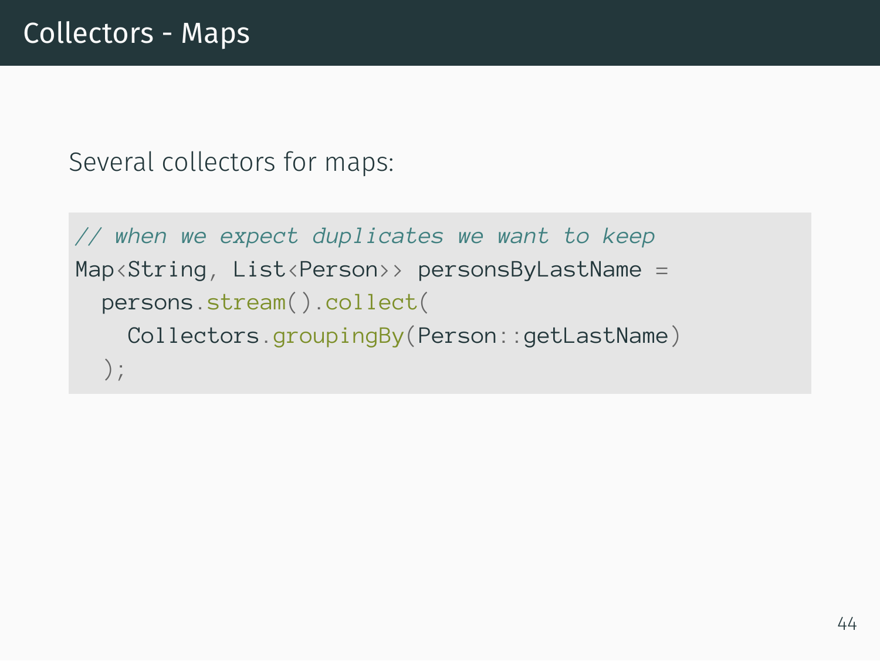# Collectors - Maps

Several collectors for maps:

```
// when we expect duplicates we want to keep
Map<String, List<Person>> personsByLastName =
  persons.stream().collect(
    Collectors.groupingBy(Person::getLastName)
  );
```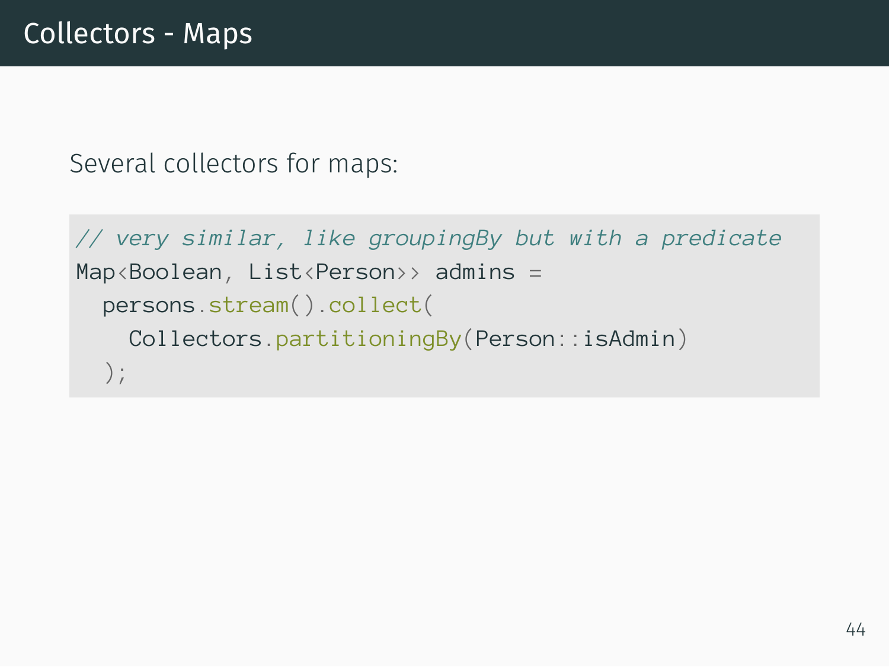# Collectors - Maps

Several collectors for maps:

```
// very similar, like groupingBy but with a predicate
Map<Boolean, List<Person>> admins =
  persons.stream().collect(
    Collectors.partitioningBy(Person::isAdmin)
  );
```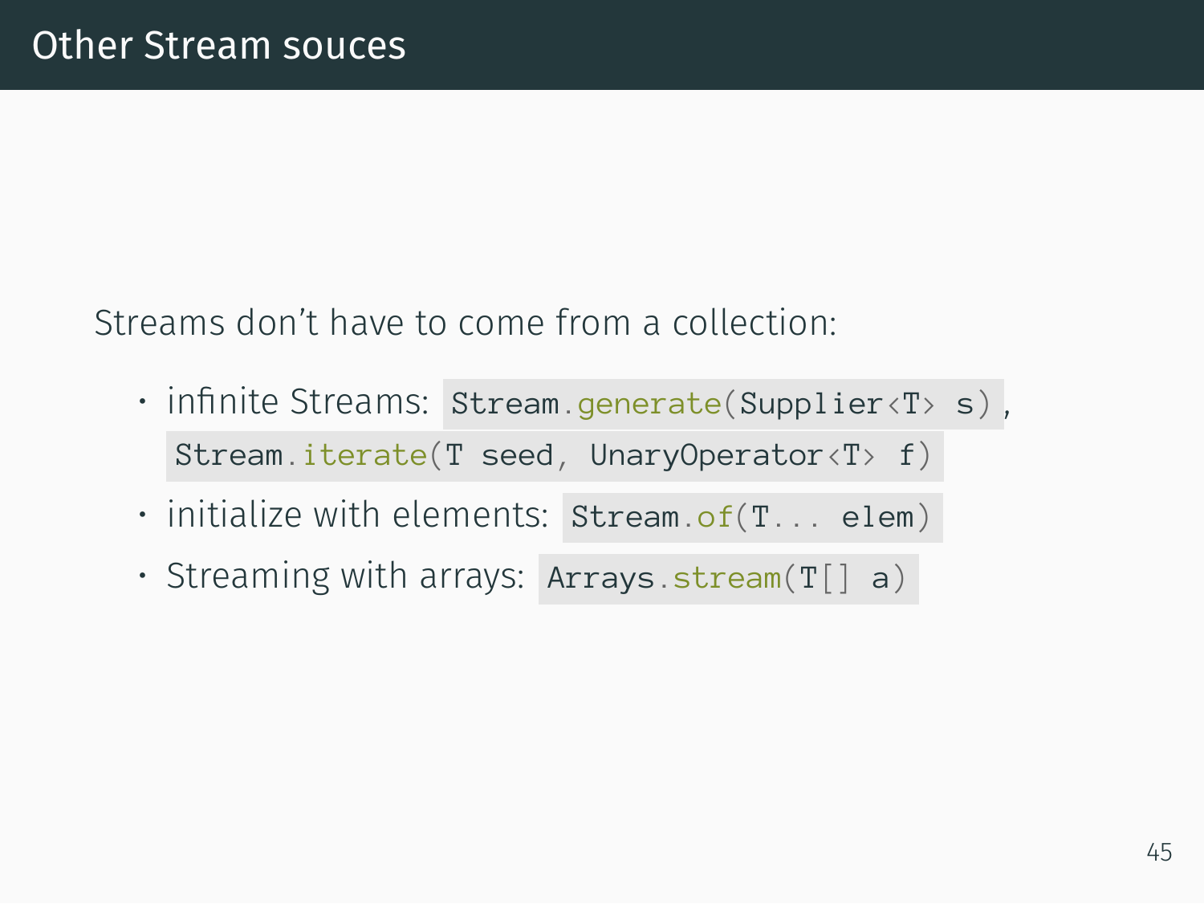# Other Stream souces

Streams don't have to come from a collection:

- infinite Streams: `Stream.generate(Supplier<T> s)`, `Stream.iterate(T seed, UnaryOperator<T> f)`
- initialize with elements: `Stream.of(T... elem)`
- Streaming with arrays: `Arrays.stream(T[] a)`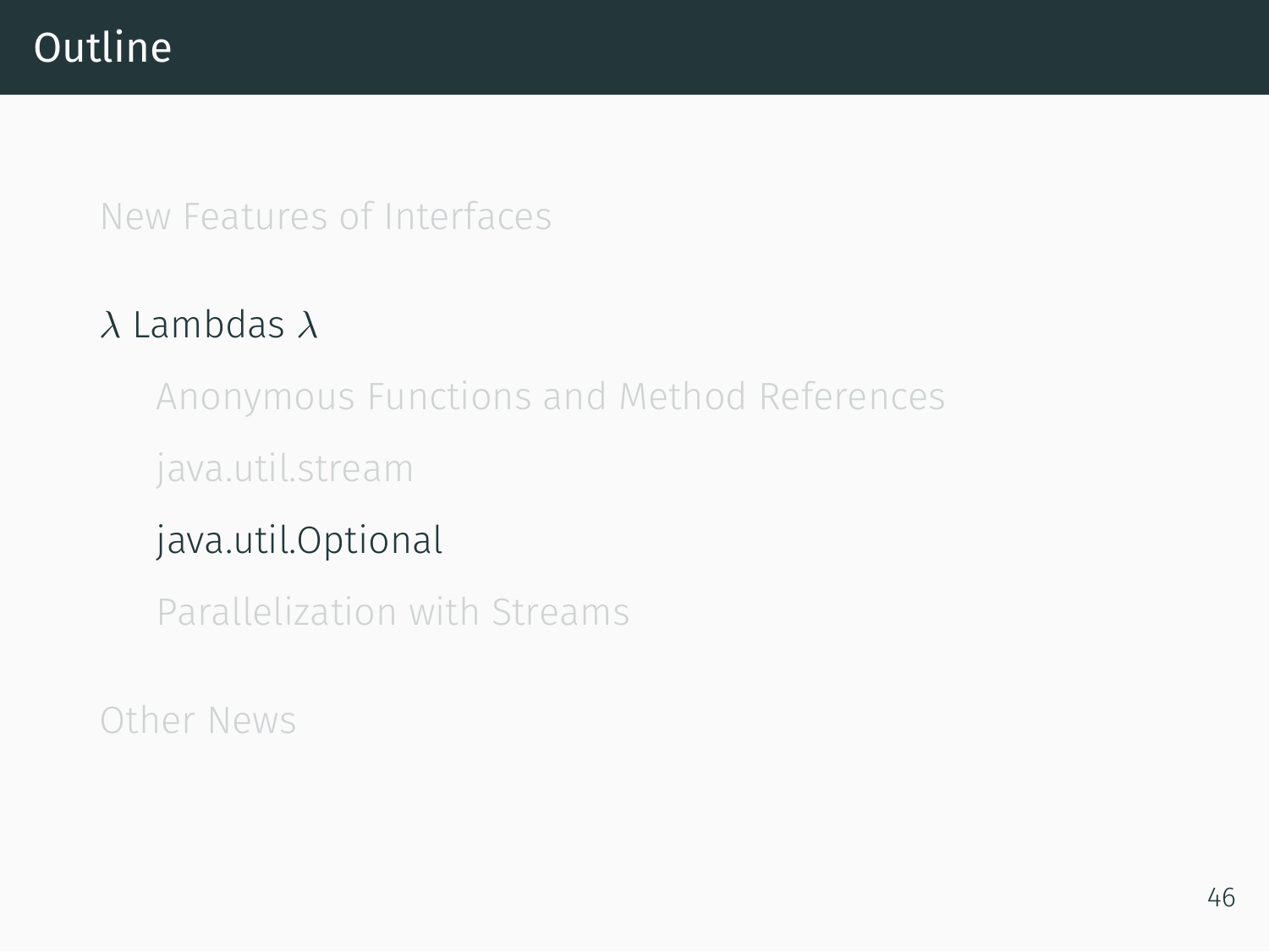# Outline

- New Features of Interfaces
- $\lambda$ Lambdas $\lambda$
  - Anonymous Functions and Method References
  - java.util.stream
  - java.util.Optional
  - Parallelization with Streams
- Other News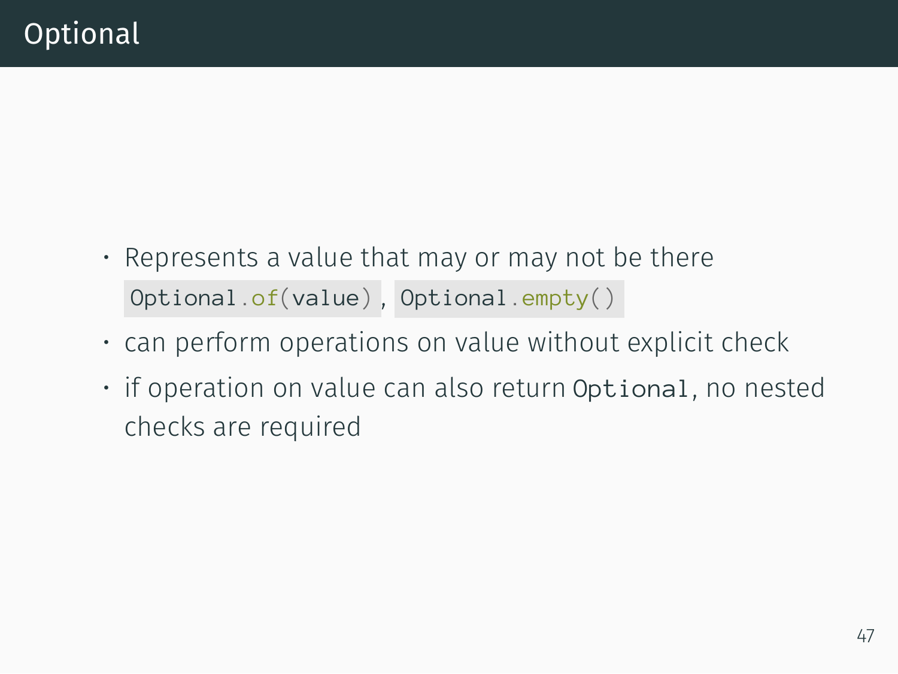# Optional

- Represents a value that may or may not be there `Optional.of(value)`, `Optional.empty()`
- can perform operations on value without explicit check
- if operation on value can also return `Optional`, no nested checks are required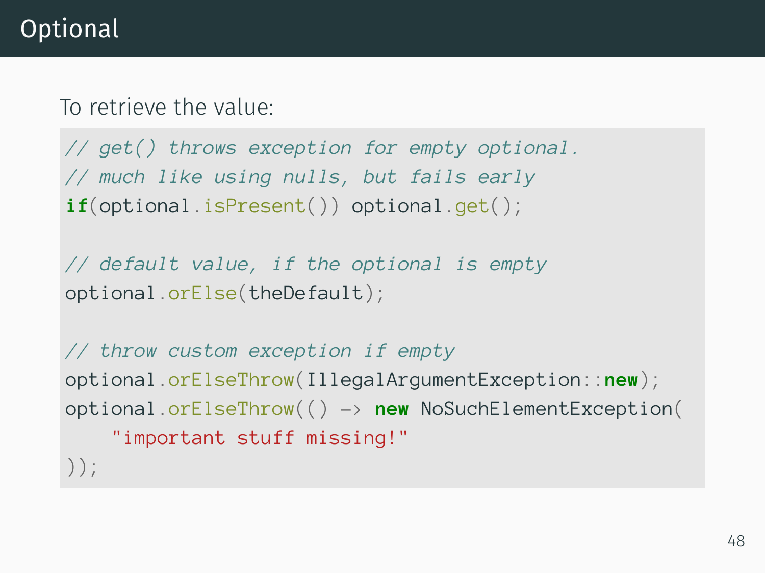# Optional

To retrieve the value:

```
// get() throws exception for empty optional.
// much like using nulls, but fails early
if(optional.isPresent()) optional.get();

// default value, if the optional is empty
optional.orElse(theDefault);

// throw custom exception if empty
optional.orElseThrow(IllegalArgumentException::new);
optional.orElseThrow(() -> new NoSuchElementException(
    "important stuff missing!"
));
```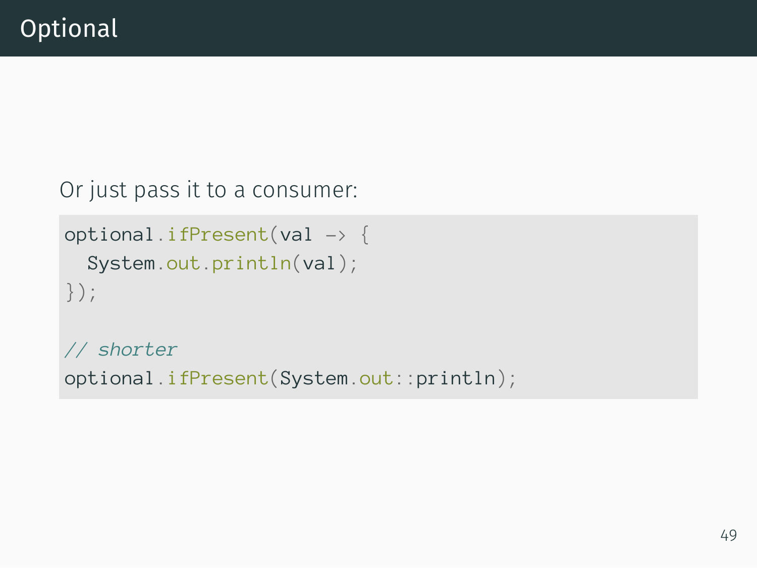# Optional

Or just pass it to a consumer:

```
optional.ifPresent(val -> {
  System.out.println(val);
});

// shorter
optional.ifPresent(System.out::println);
```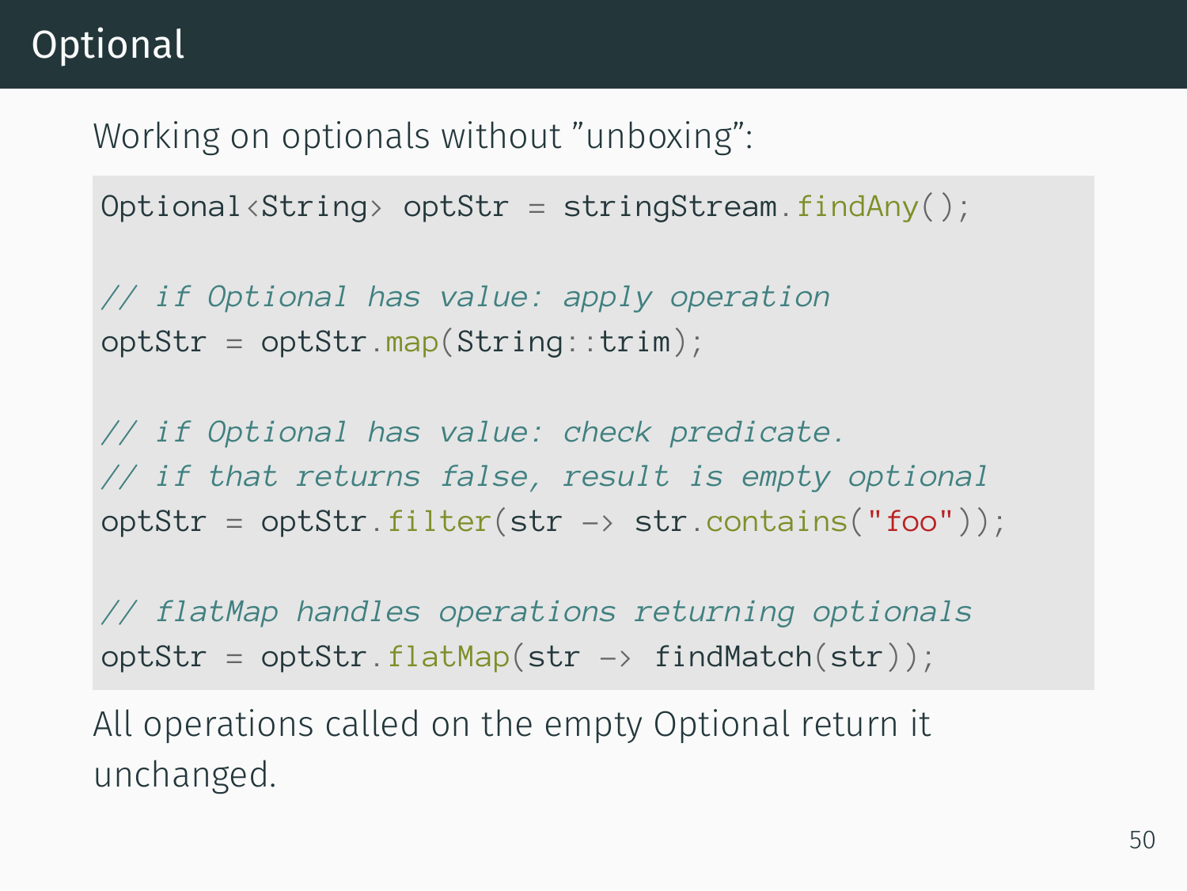# Optional

Working on optionals without ”unboxing”:

```
Optional<String> optStr = stringStream.findAny();

// if Optional has value: apply operation
optStr = optStr.map(String::trim);

// if Optional has value: check predicate.
// if that returns false, result is empty optional
optStr = optStr.filter(str -> str.contains("foo"));

// flatMap handles operations returning optionals
optStr = optStr.flatMap(str -> findMatch(str));
```

All operations called on the empty Optional return it unchanged.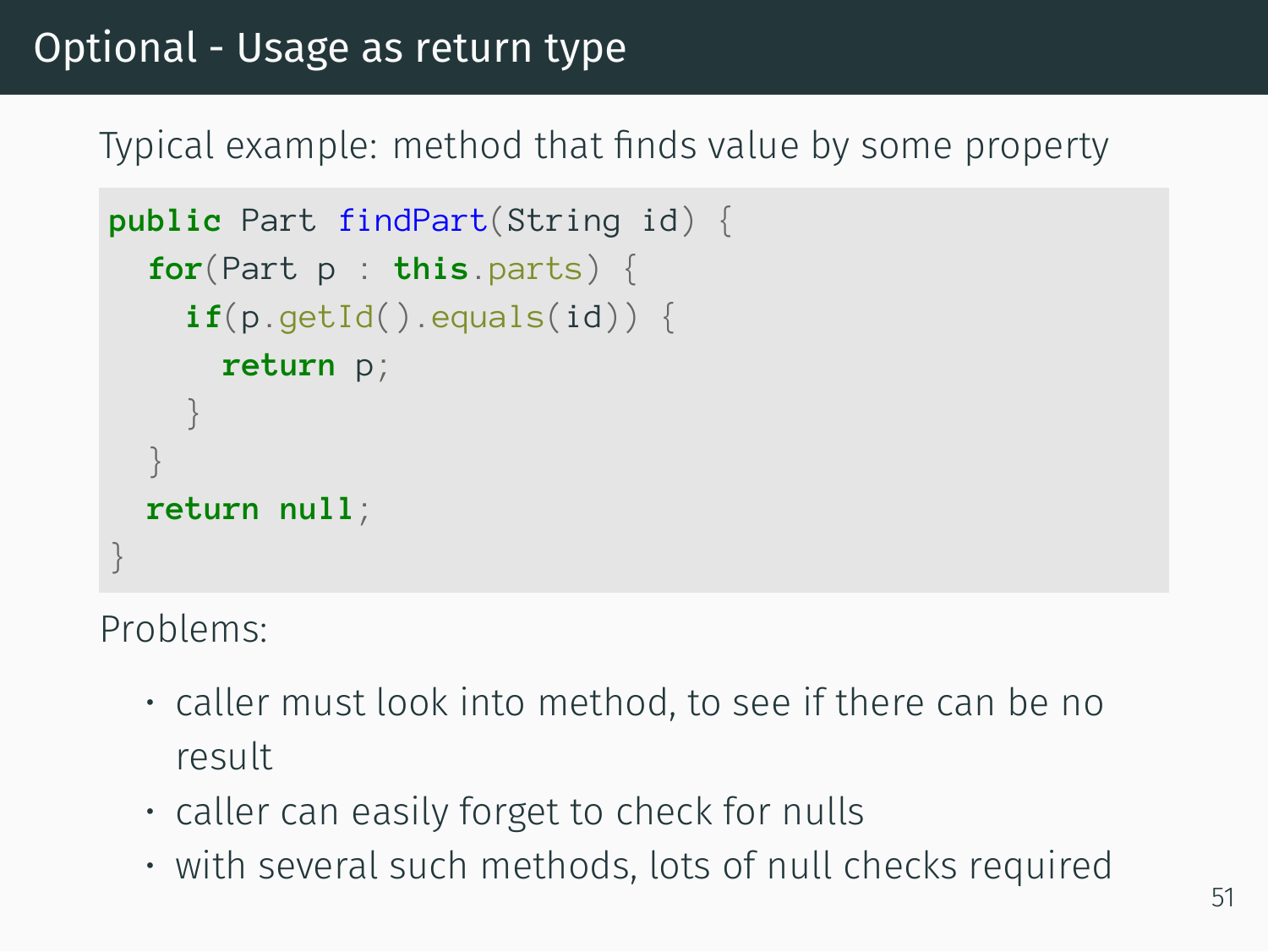# Optional - Usage as return type

Typical example: method that finds value by some property

```
public Part findPart(String id) {
  for(Part p : this.parts) {
    if(p.getId().equals(id)) {
      return p;
    }
  }
  return null;
}
```

Problems:

- caller must look into method, to see if there can be no result
- caller can easily forget to check for nulls
- with several such methods, lots of null checks required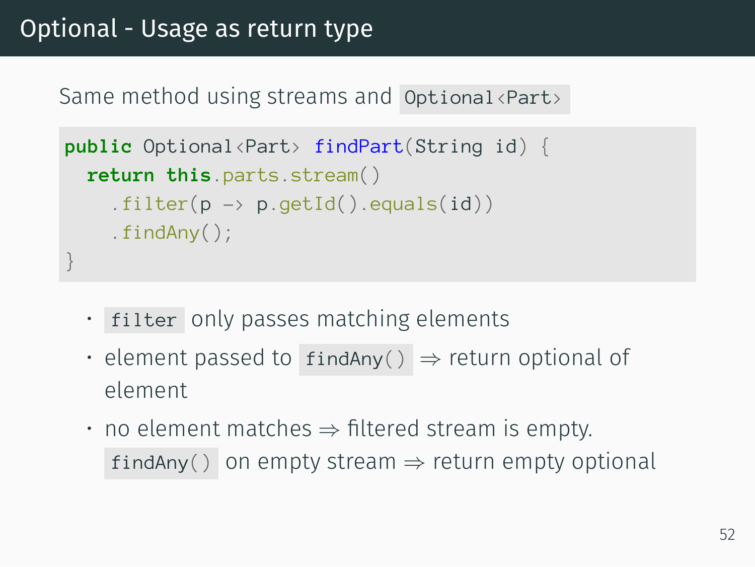# Optional - Usage as return type

Same method using streams and `Optional<Part>`

```
public Optional<Part> findPart(String id) {
  return this.parts.stream()
    .filter(p -> p.getId().equals(id))
    .findAny();
}
```

- `filter` only passes matching elements
- element passed to `findAny()` ⇒ return optional of element
- no element matches ⇒ filtered stream is empty. `findAny()` on empty stream ⇒ return empty optional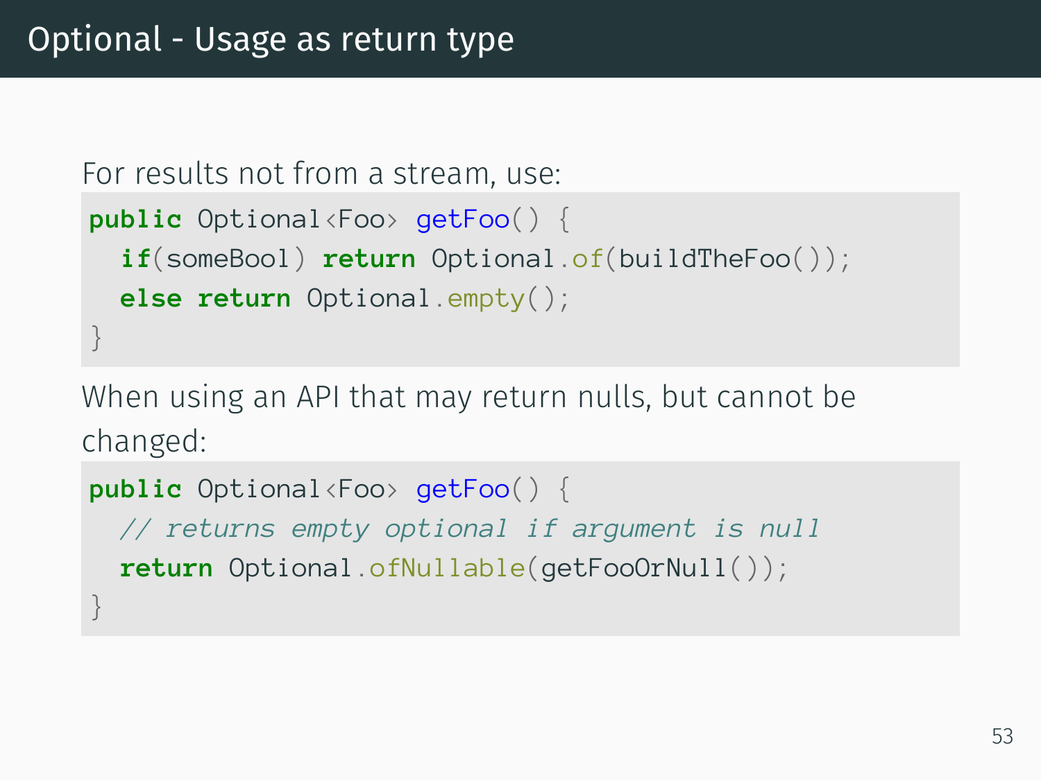# Optional - Usage as return type

For results not from a stream, use:

```
public Optional<Foo> getFoo() {
  if(someBool) return Optional.of(buildTheFoo());
  else return Optional.empty();
}
```

When using an API that may return nulls, but cannot be changed:

```
public Optional<Foo> getFoo() {
  // returns empty optional if argument is null
  return Optional.ofNullable(getFooOrNull());
}
```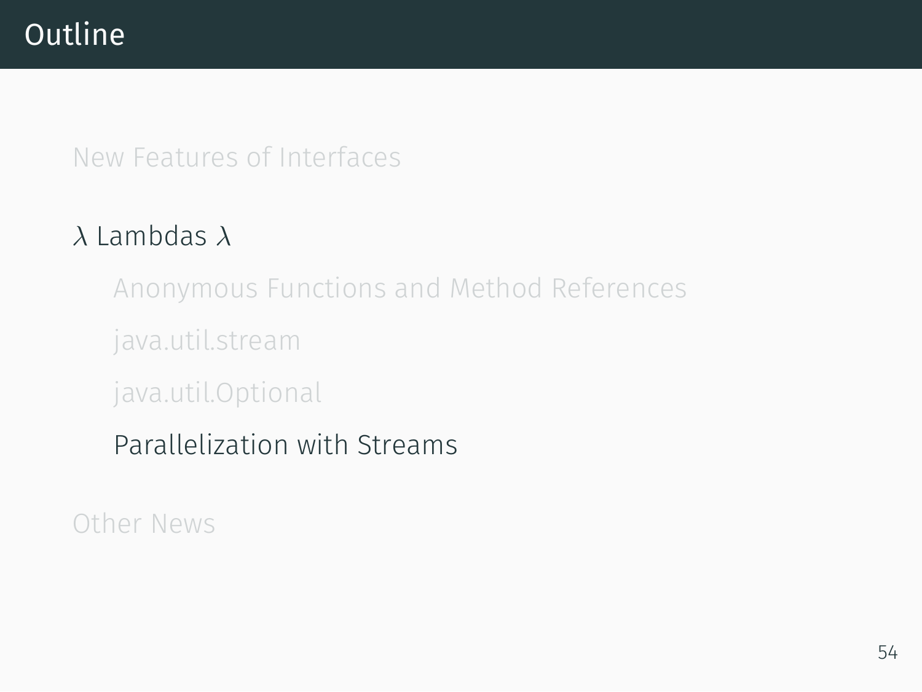# Outline

- New Features of Interfaces
- $\lambda$ Lambdas $\lambda$
  - Anonymous Functions and Method References
  - java.util.stream
  - java.util.Optional
  - Parallelization with Streams
- Other News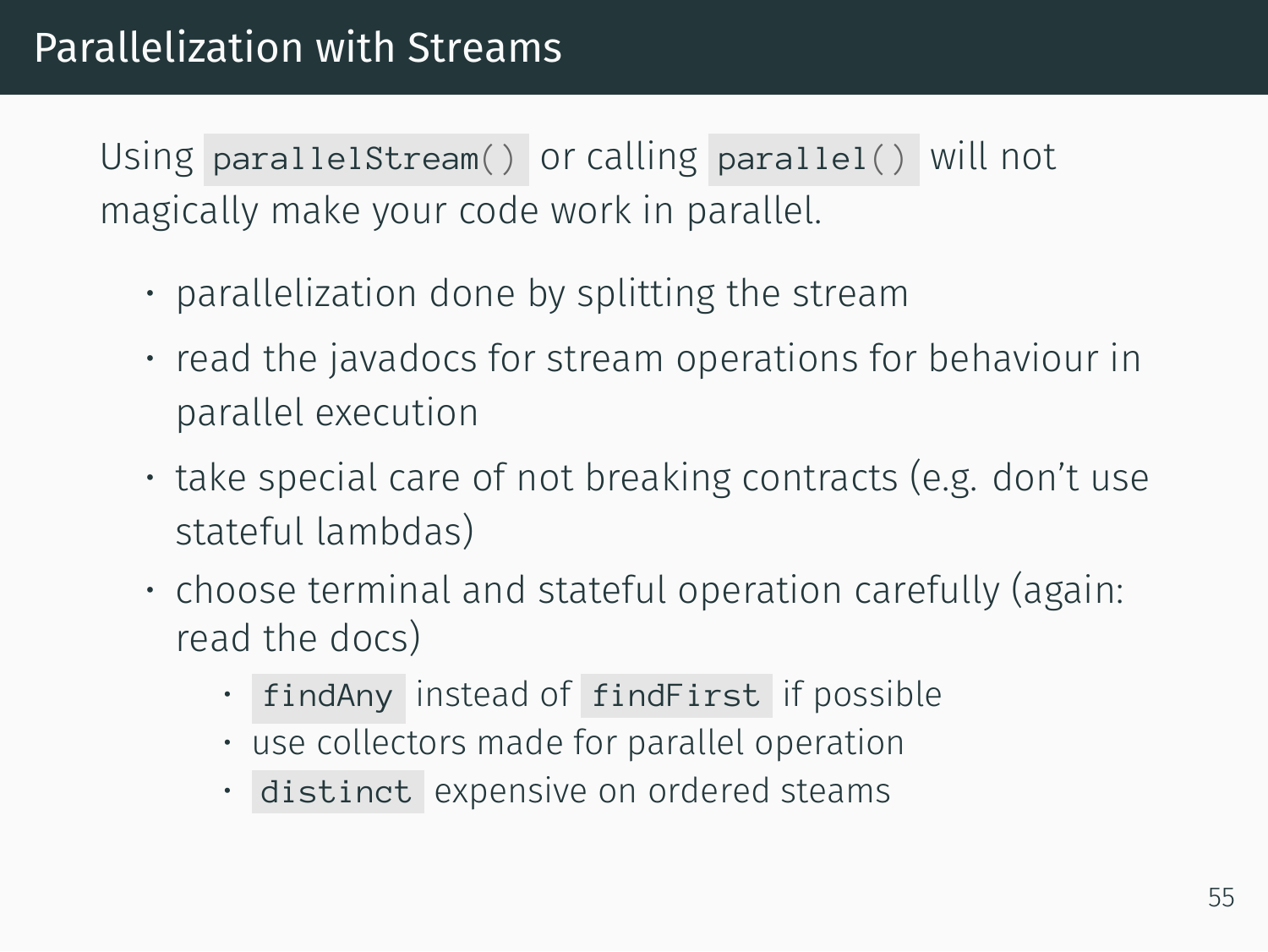# Parallelization with Streams

Using `parallelStream()` or calling `parallel()` will not magically make your code work in parallel.

- parallelization done by splitting the stream
- read the javadocs for stream operations for behaviour in parallel execution
- take special care of not breaking contracts (e.g. don't use stateful lambdas)
- choose terminal and stateful operation carefully (again: read the docs)
  - `findAny` instead of `findFirst` if possible
  - use collectors made for parallel operation
  - `distinct` expensive on ordered steams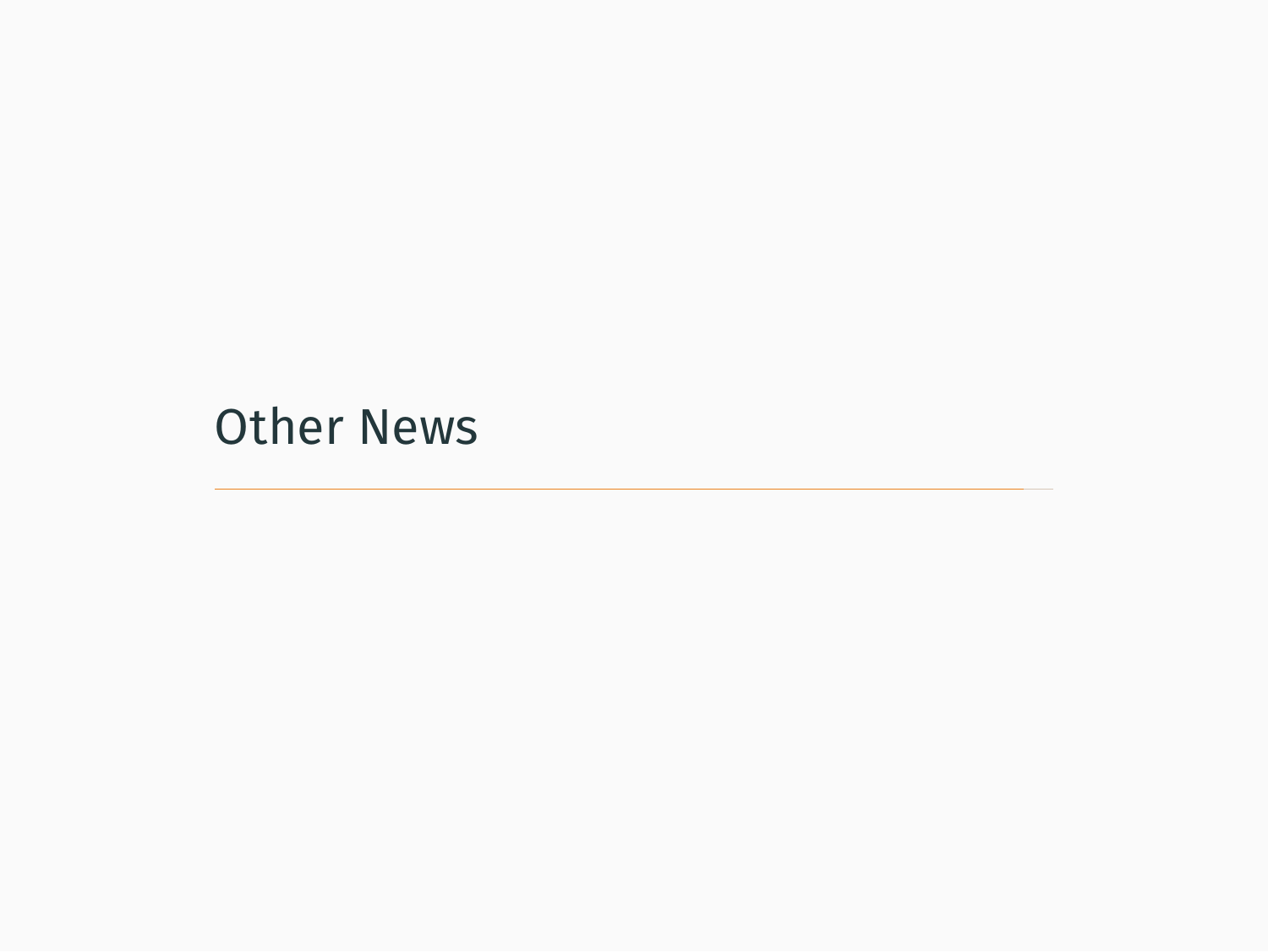# Other News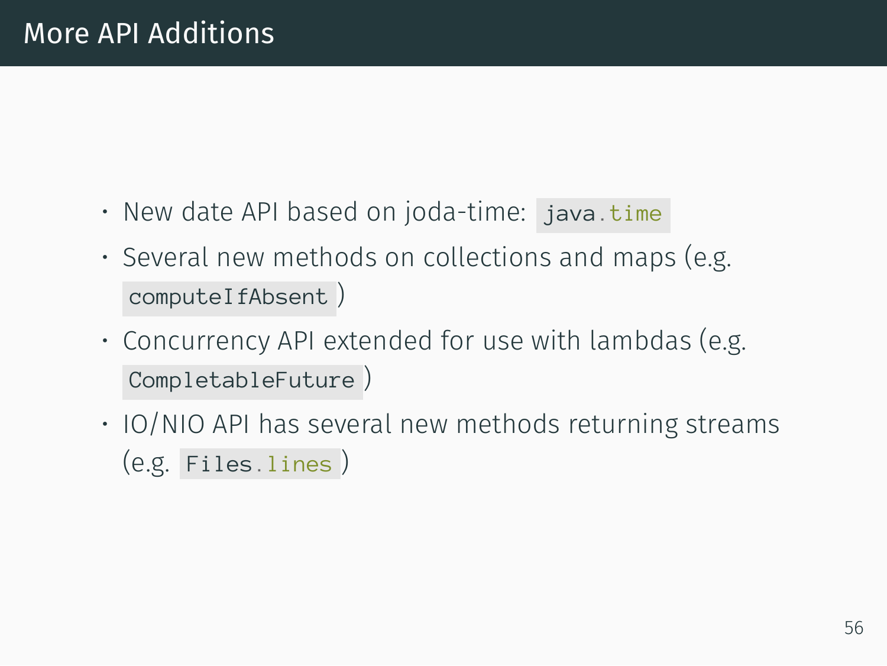# More API Additions

- New date API based on joda-time: `java.time`
- Several new methods on collections and maps (e.g. `computeIfAbsent`)
- Concurrency API extended for use with lambdas (e.g. `CompletableFuture`)
- IO/NIO API has several new methods returning streams (e.g. `Files.lines`)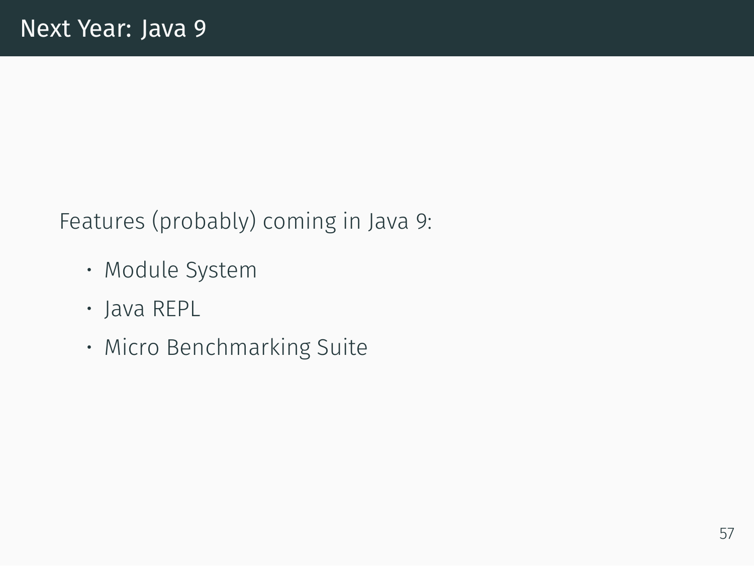# Next Year: Java 9

Features (probably) coming in Java 9:

- Module System
- Java REPL
- Micro Benchmarking Suite